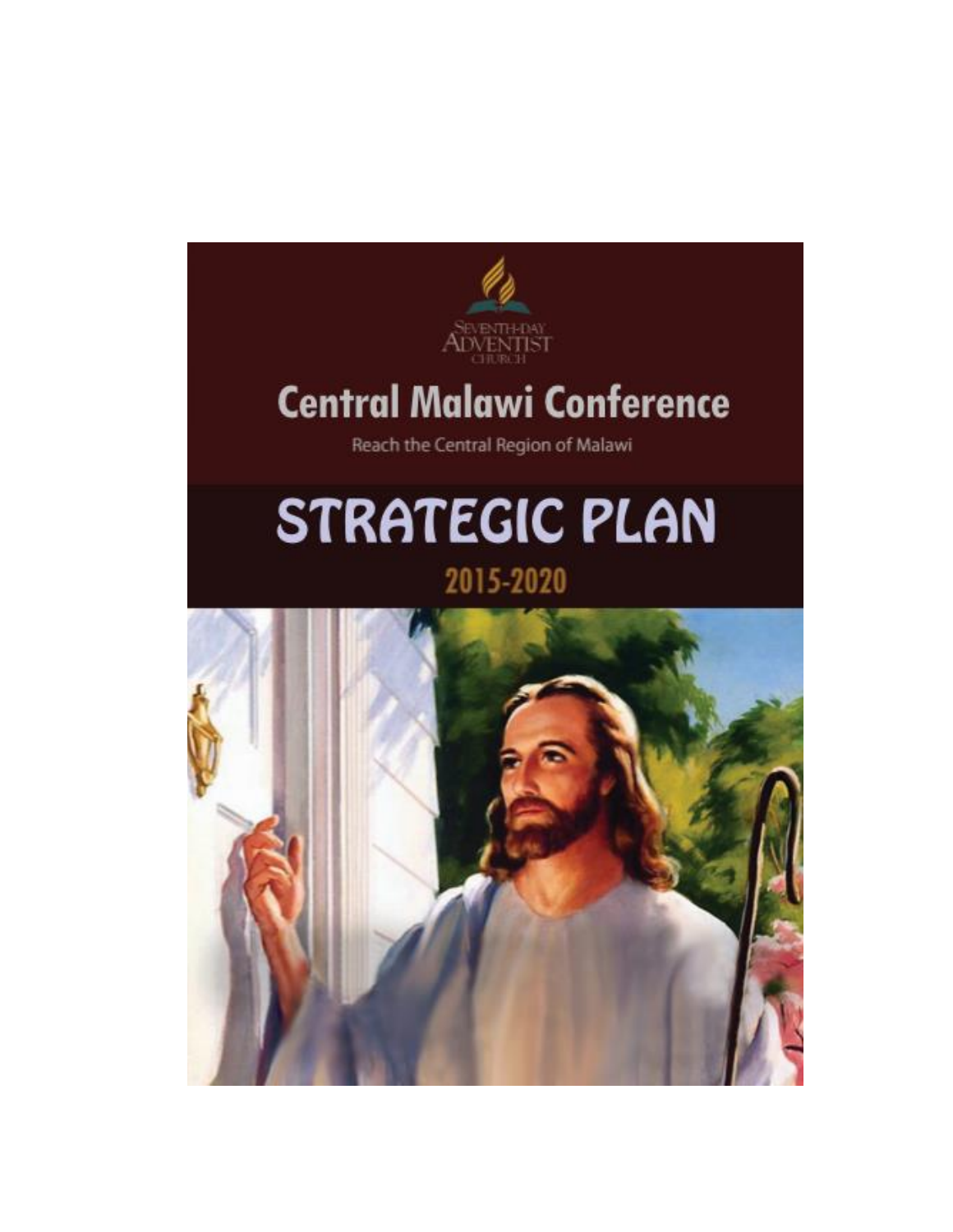SEVENTH-DAY ADVENTIST CHURCH

# Central Malawi Conference

Reach the Central Region of Malawi

# STRATEGIC PLAN

## 2015-2020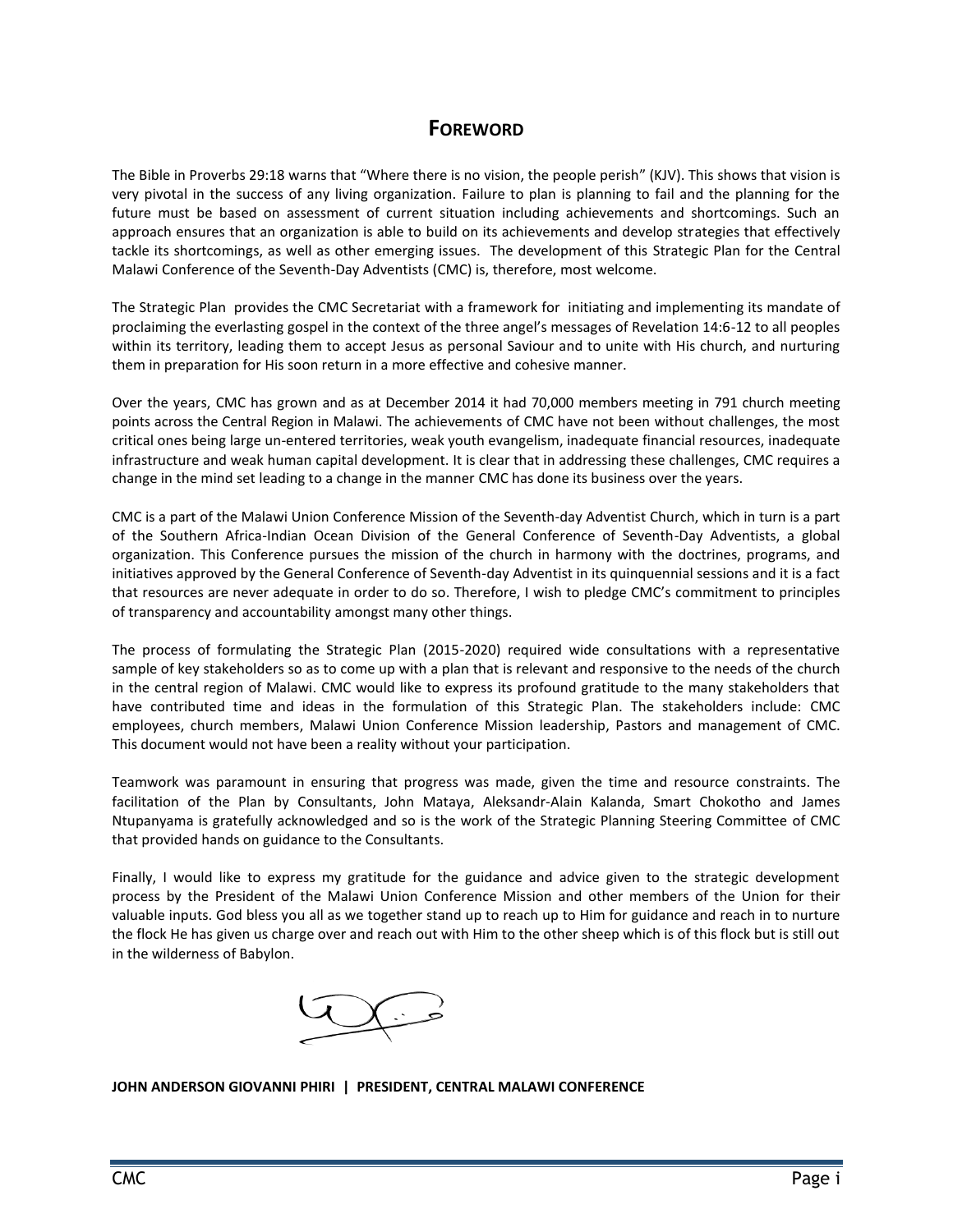# FOREWORD

The Bible in Proverbs 29:18 warns that "Where there is no vision, the people perish" (KJV). This shows that vision is very pivotal in the success of any living organization. Failure to plan is planning to fail and the planning for the future must be based on assessment of current situation including achievements and shortcomings. Such an approach ensures that an organization is able to build on its achievements and develop strategies that effectively tackle its shortcomings, as well as other emerging issues. The development of this Strategic Plan for the Central Malawi Conference of the Seventh-Day Adventists (CMC) is, therefore, most welcome.

The Strategic Plan provides the CMC Secretariat with a framework for initiating and implementing its mandate of proclaiming the everlasting gospel in the context of the three angel's messages of Revelation 14:6-12 to all peoples within its territory, leading them to accept Jesus as personal Saviour and to unite with His church, and nurturing them in preparation for His soon return in a more effective and cohesive manner.

Over the years, CMC has grown and as at December 2014 it had 70,000 members meeting in 791 church meeting points across the Central Region in Malawi. The achievements of CMC have not been without challenges, the most critical ones being large un-entered territories, weak youth evangelism, inadequate financial resources, inadequate infrastructure and weak human capital development. It is clear that in addressing these challenges, CMC requires a change in the mind set leading to a change in the manner CMC has done its business over the years.

CMC is a part of the Malawi Union Conference Mission of the Seventh-day Adventist Church, which in turn is a part of the Southern Africa-Indian Ocean Division of the General Conference of Seventh-Day Adventists, a global organization. This Conference pursues the mission of the church in harmony with the doctrines, programs, and initiatives approved by the General Conference of Seventh-day Adventist in its quinquennial sessions and it is a fact that resources are never adequate in order to do so. Therefore, I wish to pledge CMC's commitment to principles of transparency and accountability amongst many other things.

The process of formulating the Strategic Plan (2015-2020) required wide consultations with a representative sample of key stakeholders so as to come up with a plan that is relevant and responsive to the needs of the church in the central region of Malawi. CMC would like to express its profound gratitude to the many stakeholders that have contributed time and ideas in the formulation of this Strategic Plan. The stakeholders include: CMC employees, church members, Malawi Union Conference Mission leadership, Pastors and management of CMC. This document would not have been a reality without your participation.

Teamwork was paramount in ensuring that progress was made, given the time and resource constraints. The facilitation of the Plan by Consultants, John Mataya, Aleksandr-Alain Kalanda, Smart Chokotho and James Ntupanyama is gratefully acknowledged and so is the work of the Strategic Planning Steering Committee of CMC that provided hands on guidance to the Consultants.

Finally, I would like to express my gratitude for the guidance and advice given to the strategic development process by the President of the Malawi Union Conference Mission and other members of the Union for their valuable inputs. God bless you all as we together stand up to reach up to Him for guidance and reach in to nurture the flock He has given us charge over and reach out with Him to the other sheep which is of this flock but is still out in the wilderness of Babylon.

**JOHN ANDERSON GIOVANNI PHIRI | PRESIDENT, CENTRAL MALAWI CONFERENCE**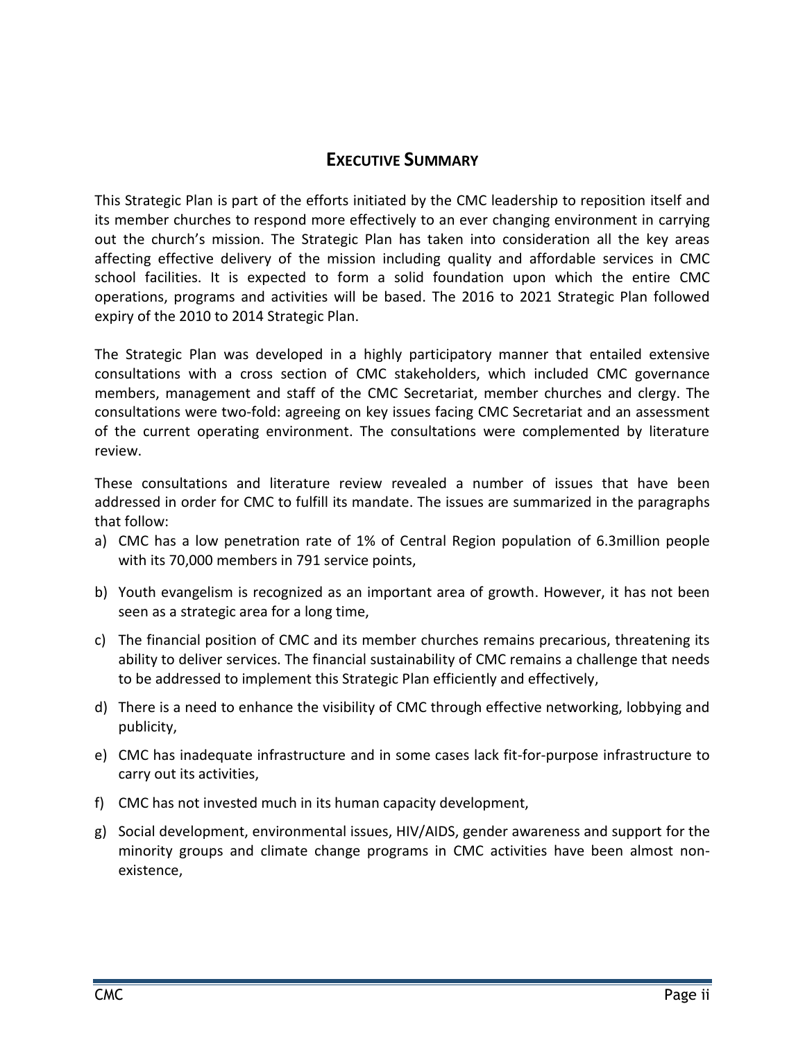## Executive Summary

This Strategic Plan is part of the efforts initiated by the CMC leadership to reposition itself and its member churches to respond more effectively to an ever changing environment in carrying out the church's mission. The Strategic Plan has taken into consideration all the key areas affecting effective delivery of the mission including quality and affordable services in CMC school facilities. It is expected to form a solid foundation upon which the entire CMC operations, programs and activities will be based. The 2016 to 2021 Strategic Plan followed expiry of the 2010 to 2014 Strategic Plan.

The Strategic Plan was developed in a highly participatory manner that entailed extensive consultations with a cross section of CMC stakeholders, which included CMC governance members, management and staff of the CMC Secretariat, member churches and clergy. The consultations were two-fold: agreeing on key issues facing CMC Secretariat and an assessment of the current operating environment. The consultations were complemented by literature review.

These consultations and literature review revealed a number of issues that have been addressed in order for CMC to fulfill its mandate. The issues are summarized in the paragraphs that follow:

a) CMC has a low penetration rate of 1% of Central Region population of 6.3million people with its 70,000 members in 791 service points,

b) Youth evangelism is recognized as an important area of growth. However, it has not been seen as a strategic area for a long time,

c) The financial position of CMC and its member churches remains precarious, threatening its ability to deliver services. The financial sustainability of CMC remains a challenge that needs to be addressed to implement this Strategic Plan efficiently and effectively,

d) There is a need to enhance the visibility of CMC through effective networking, lobbying and publicity,

e) CMC has inadequate infrastructure and in some cases lack fit-for-purpose infrastructure to carry out its activities,

f) CMC has not invested much in its human capacity development,

g) Social development, environmental issues, HIV/AIDS, gender awareness and support for the minority groups and climate change programs in CMC activities have been almost non-existence,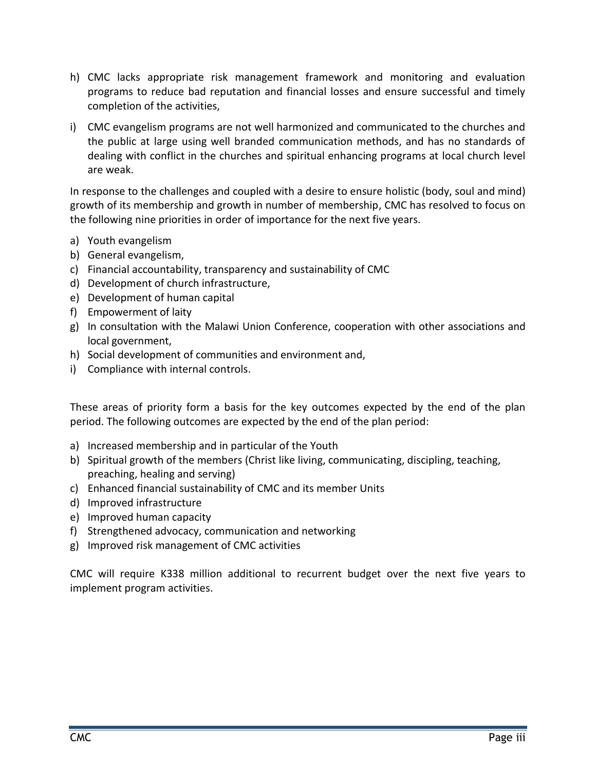h) CMC lacks appropriate risk management framework and monitoring and evaluation programs to reduce bad reputation and financial losses and ensure successful and timely completion of the activities,

i) CMC evangelism programs are not well harmonized and communicated to the churches and the public at large using well branded communication methods, and has no standards of dealing with conflict in the churches and spiritual enhancing programs at local church level are weak.

In response to the challenges and coupled with a desire to ensure holistic (body, soul and mind) growth of its membership and growth in number of membership, CMC has resolved to focus on the following nine priorities in order of importance for the next five years.

a) Youth evangelism
b) General evangelism,
c) Financial accountability, transparency and sustainability of CMC
d) Development of church infrastructure,
e) Development of human capital
f) Empowerment of laity
g) In consultation with the Malawi Union Conference, cooperation with other associations and local government,
h) Social development of communities and environment and,
i) Compliance with internal controls.

These areas of priority form a basis for the key outcomes expected by the end of the plan period. The following outcomes are expected by the end of the plan period:

a) Increased membership and in particular of the Youth
b) Spiritual growth of the members (Christ like living, communicating, discipling, teaching, preaching, healing and serving)
c) Enhanced financial sustainability of CMC and its member Units
d) Improved infrastructure
e) Improved human capacity
f) Strengthened advocacy, communication and networking
g) Improved risk management of CMC activities

CMC will require K338 million additional to recurrent budget over the next five years to implement program activities.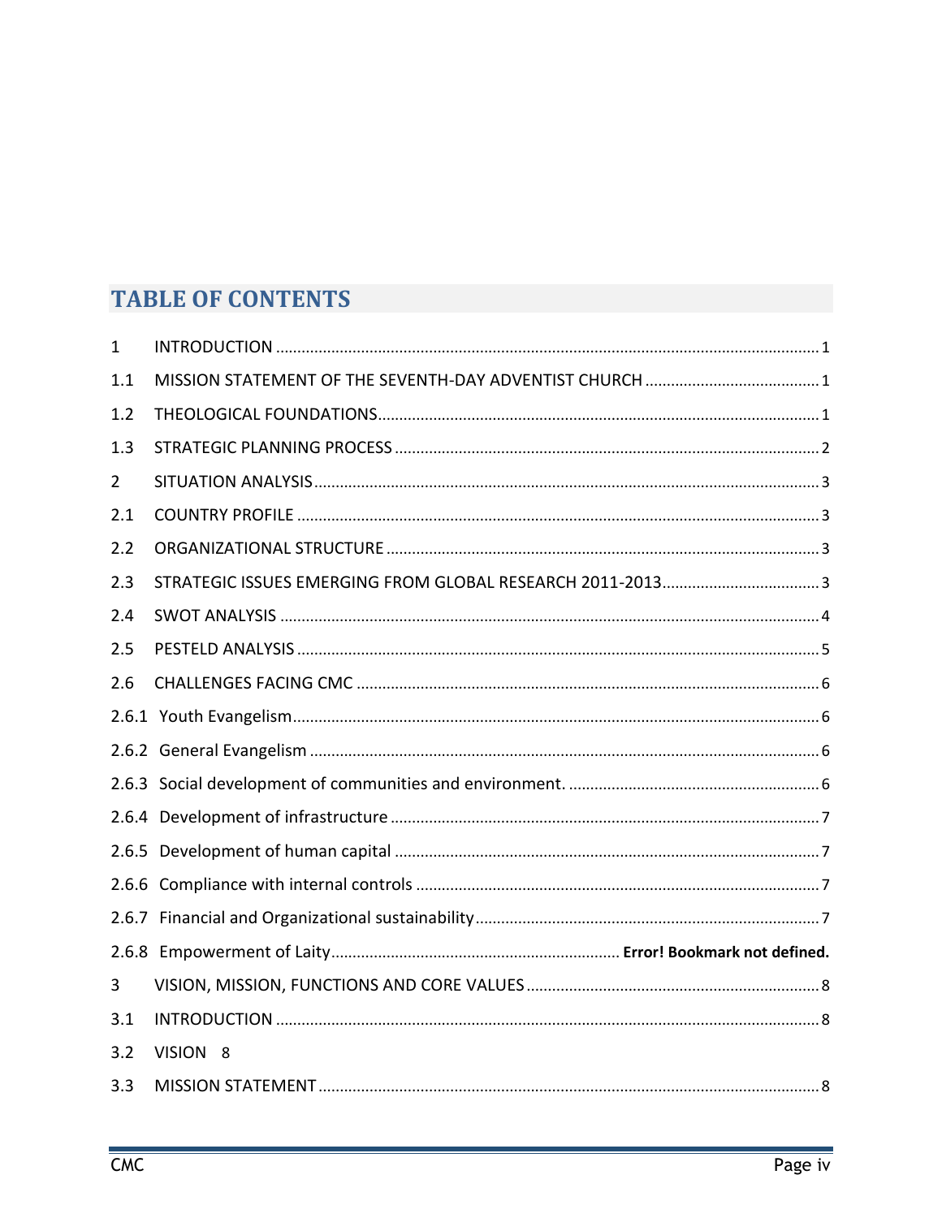# TABLE OF CONTENTS

1 INTRODUCTION ..... 1

1.1 MISSION STATEMENT OF THE SEVENTH-DAY ADVENTIST CHURCH ..... 1

1.2 THEOLOGICAL FOUNDATIONS ..... 1

1.3 STRATEGIC PLANNING PROCESS ..... 2

2 SITUATION ANALYSIS ..... 3

2.1 COUNTRY PROFILE ..... 3

2.2 ORGANIZATIONAL STRUCTURE ..... 3

2.3 STRATEGIC ISSUES EMERGING FROM GLOBAL RESEARCH 2011-2013 ..... 3

2.4 SWOT ANALYSIS ..... 4

2.5 PESTELD ANALYSIS ..... 5

2.6 CHALLENGES FACING CMC ..... 6

2.6.1 Youth Evangelism ..... 6

2.6.2 General Evangelism ..... 6

2.6.3 Social development of communities and environment. ..... 6

2.6.4 Development of infrastructure ..... 7

2.6.5 Development of human capital ..... 7

2.6.6 Compliance with internal controls ..... 7

2.6.7 Financial and Organizational sustainability ..... 7

2.6.8 Empowerment of Laity ..... **Error! Bookmark not defined.**

3 VISION, MISSION, FUNCTIONS AND CORE VALUES ..... 8

3.1 INTRODUCTION ..... 8

3.2 VISION 8

3.3 MISSION STATEMENT ..... 8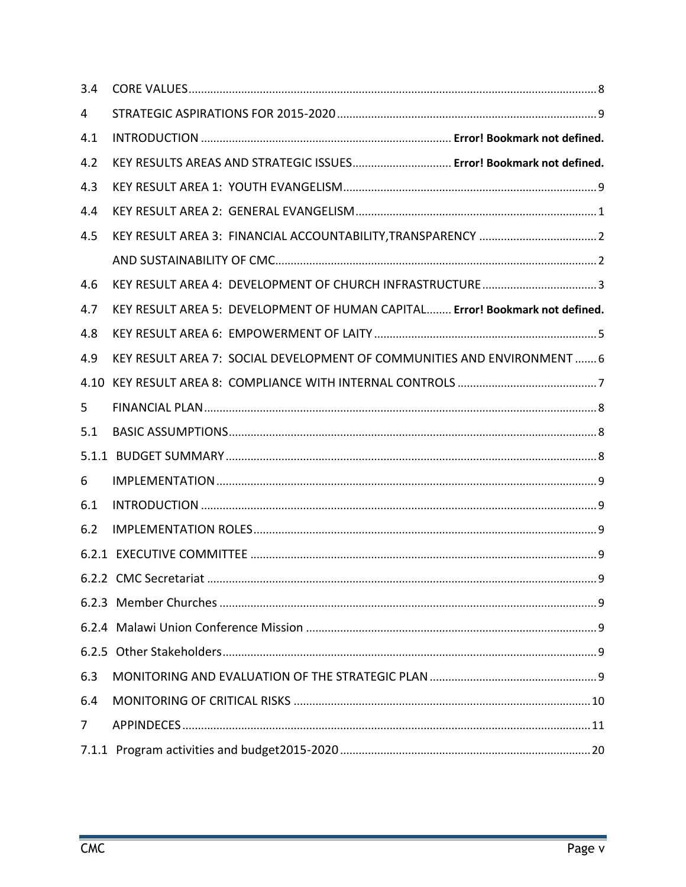| | | |
|---|---|---|
| 3.4 | CORE VALUES | 8 |
| 4 | STRATEGIC ASPIRATIONS FOR 2015-2020 | 9 |
| 4.1 | INTRODUCTION | **Error! Bookmark not defined.** |
| 4.2 | KEY RESULTS AREAS AND STRATEGIC ISSUES | **Error! Bookmark not defined.** |
| 4.3 | KEY RESULT AREA 1: YOUTH EVANGELISM | 9 |
| 4.4 | KEY RESULT AREA 2: GENERAL EVANGELISM | 1 |
| 4.5 | KEY RESULT AREA 3: FINANCIAL ACCOUNTABILITY,TRANSPARENCY | 2 |
| | AND SUSTAINABILITY OF CMC | 2 |
| 4.6 | KEY RESULT AREA 4: DEVELOPMENT OF CHURCH INFRASTRUCTURE | 3 |
| 4.7 | KEY RESULT AREA 5: DEVELOPMENT OF HUMAN CAPITAL | **Error! Bookmark not defined.** |
| 4.8 | KEY RESULT AREA 6: EMPOWERMENT OF LAITY | 5 |
| 4.9 | KEY RESULT AREA 7: SOCIAL DEVELOPMENT OF COMMUNITIES AND ENVIRONMENT | 6 |
| 4.10 | KEY RESULT AREA 8: COMPLIANCE WITH INTERNAL CONTROLS | 7 |
| 5 | FINANCIAL PLAN | 8 |
| 5.1 | BASIC ASSUMPTIONS | 8 |
| 5.1.1 | BUDGET SUMMARY | 8 |
| 6 | IMPLEMENTATION | 9 |
| 6.1 | INTRODUCTION | 9 |
| 6.2 | IMPLEMENTATION ROLES | 9 |
| 6.2.1 | EXECUTIVE COMMITTEE | 9 |
| 6.2.2 | CMC Secretariat | 9 |
| 6.2.3 | Member Churches | 9 |
| 6.2.4 | Malawi Union Conference Mission | 9 |
| 6.2.5 | Other Stakeholders | 9 |
| 6.3 | MONITORING AND EVALUATION OF THE STRATEGIC PLAN | 9 |
| 6.4 | MONITORING OF CRITICAL RISKS | 10 |
| 7 | APPINDECES | 11 |
| 7.1.1 | Program activities and budget2015-2020 | 20 |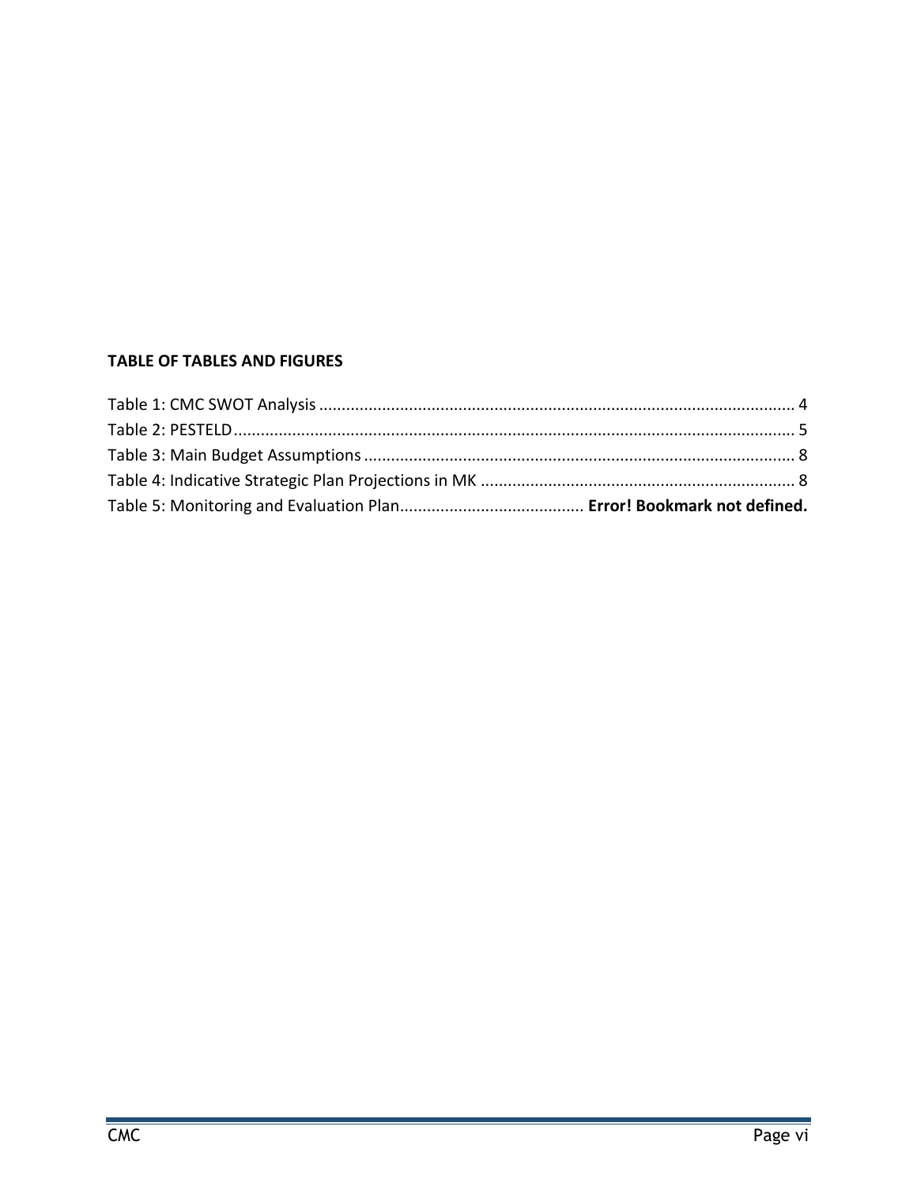**TABLE OF TABLES AND FIGURES**

Table 1: CMC SWOT Analysis ........................................................................................................... 4
Table 2: PESTELD.............................................................................................................................. 5
Table 3: Main Budget Assumptions ................................................................................................. 8
Table 4: Indicative Strategic Plan Projections in MK ....................................................................... 8
Table 5: Monitoring and Evaluation Plan......................................... **Error! Bookmark not defined.**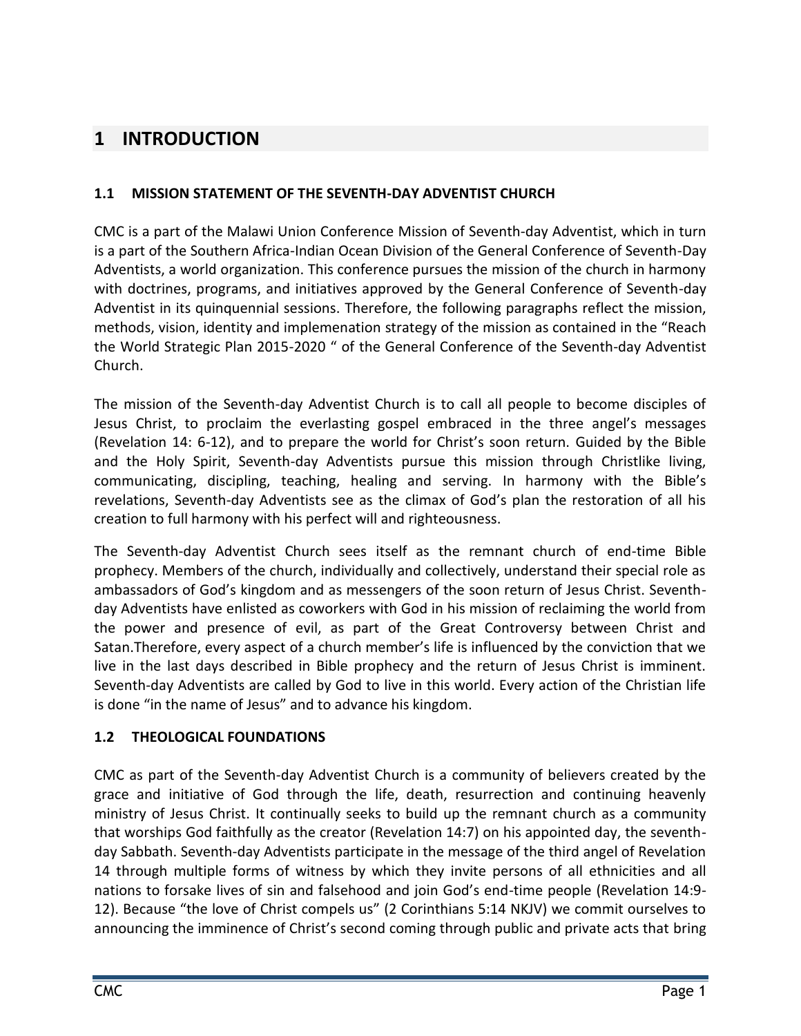# 1 INTRODUCTION

## 1.1 MISSION STATEMENT OF THE SEVENTH-DAY ADVENTIST CHURCH

CMC is a part of the Malawi Union Conference Mission of Seventh-day Adventist, which in turn is a part of the Southern Africa-Indian Ocean Division of the General Conference of Seventh-Day Adventists, a world organization. This conference pursues the mission of the church in harmony with doctrines, programs, and initiatives approved by the General Conference of Seventh-day Adventist in its quinquennial sessions. Therefore, the following paragraphs reflect the mission, methods, vision, identity and implemenation strategy of the mission as contained in the "Reach the World Strategic Plan 2015-2020 " of the General Conference of the Seventh-day Adventist Church.

The mission of the Seventh-day Adventist Church is to call all people to become disciples of Jesus Christ, to proclaim the everlasting gospel embraced in the three angel's messages (Revelation 14: 6-12), and to prepare the world for Christ's soon return. Guided by the Bible and the Holy Spirit, Seventh-day Adventists pursue this mission through Christlike living, communicating, discipling, teaching, healing and serving. In harmony with the Bible's revelations, Seventh-day Adventists see as the climax of God's plan the restoration of all his creation to full harmony with his perfect will and righteousness.

The Seventh-day Adventist Church sees itself as the remnant church of end-time Bible prophecy. Members of the church, individually and collectively, understand their special role as ambassadors of God's kingdom and as messengers of the soon return of Jesus Christ. Seventh-day Adventists have enlisted as coworkers with God in his mission of reclaiming the world from the power and presence of evil, as part of the Great Controversy between Christ and Satan.Therefore, every aspect of a church member's life is influenced by the conviction that we live in the last days described in Bible prophecy and the return of Jesus Christ is imminent. Seventh-day Adventists are called by God to live in this world. Every action of the Christian life is done "in the name of Jesus" and to advance his kingdom.

## 1.2 THEOLOGICAL FOUNDATIONS

CMC as part of the Seventh-day Adventist Church is a community of believers created by the grace and initiative of God through the life, death, resurrection and continuing heavenly ministry of Jesus Christ. It continually seeks to build up the remnant church as a community that worships God faithfully as the creator (Revelation 14:7) on his appointed day, the seventh-day Sabbath. Seventh-day Adventists participate in the message of the third angel of Revelation 14 through multiple forms of witness by which they invite persons of all ethnicities and all nations to forsake lives of sin and falsehood and join God's end-time people (Revelation 14:9-12). Because "the love of Christ compels us" (2 Corinthians 5:14 NKJV) we commit ourselves to announcing the imminence of Christ's second coming through public and private acts that bring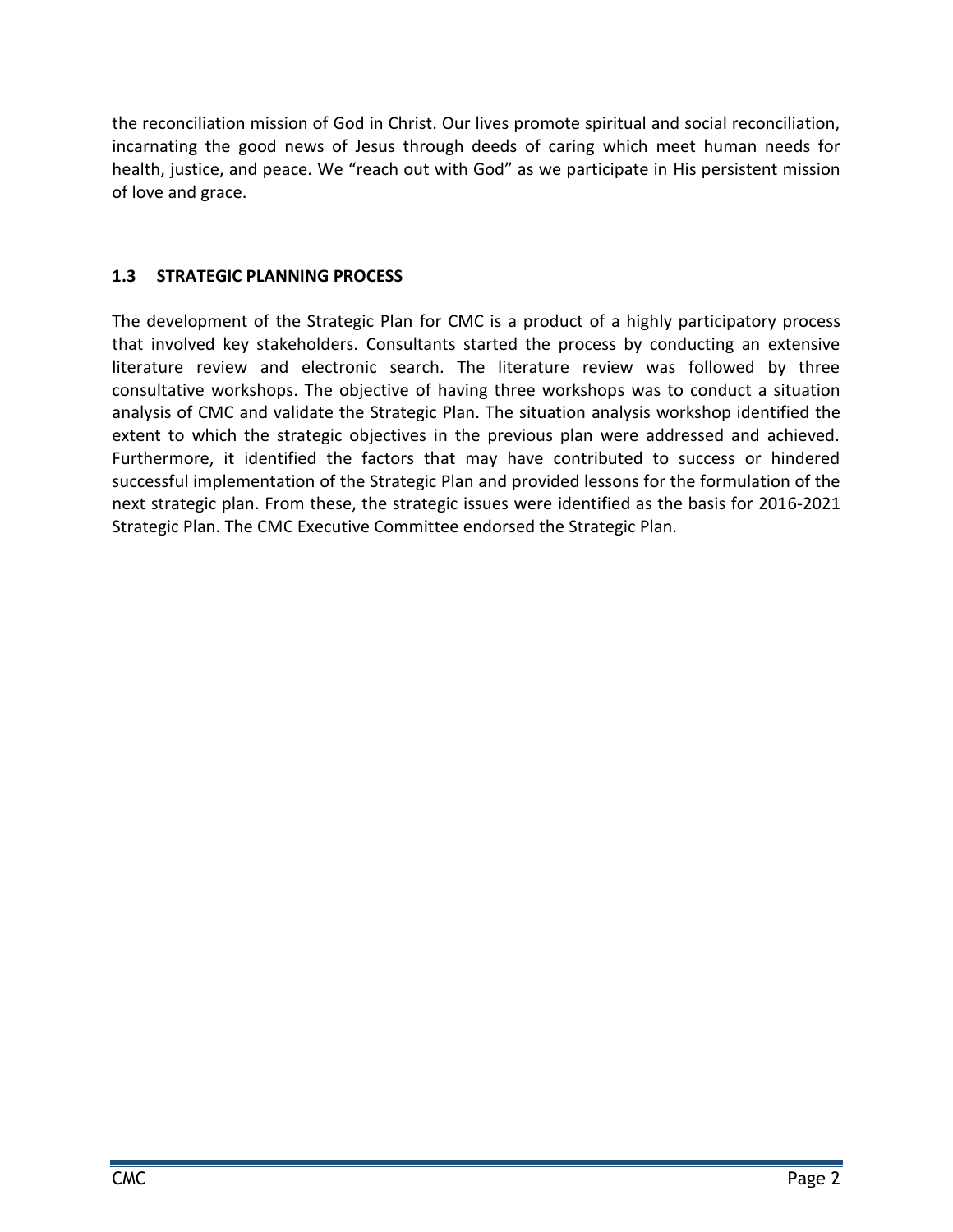the reconciliation mission of God in Christ. Our lives promote spiritual and social reconciliation, incarnating the good news of Jesus through deeds of caring which meet human needs for health, justice, and peace. We "reach out with God" as we participate in His persistent mission of love and grace.

### 1.3 STRATEGIC PLANNING PROCESS

The development of the Strategic Plan for CMC is a product of a highly participatory process that involved key stakeholders. Consultants started the process by conducting an extensive literature review and electronic search. The literature review was followed by three consultative workshops. The objective of having three workshops was to conduct a situation analysis of CMC and validate the Strategic Plan. The situation analysis workshop identified the extent to which the strategic objectives in the previous plan were addressed and achieved. Furthermore, it identified the factors that may have contributed to success or hindered successful implementation of the Strategic Plan and provided lessons for the formulation of the next strategic plan. From these, the strategic issues were identified as the basis for 2016-2021 Strategic Plan. The CMC Executive Committee endorsed the Strategic Plan.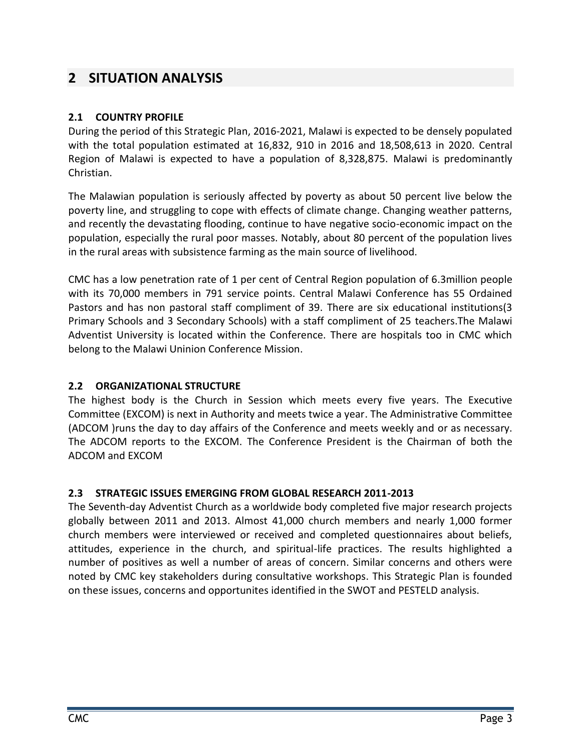# 2 SITUATION ANALYSIS

## 2.1 COUNTRY PROFILE

During the period of this Strategic Plan, 2016-2021, Malawi is expected to be densely populated with the total population estimated at 16,832, 910 in 2016 and 18,508,613 in 2020. Central Region of Malawi is expected to have a population of 8,328,875. Malawi is predominantly Christian.

The Malawian population is seriously affected by poverty as about 50 percent live below the poverty line, and struggling to cope with effects of climate change. Changing weather patterns, and recently the devastating flooding, continue to have negative socio-economic impact on the population, especially the rural poor masses. Notably, about 80 percent of the population lives in the rural areas with subsistence farming as the main source of livelihood.

CMC has a low penetration rate of 1 per cent of Central Region population of 6.3million people with its 70,000 members in 791 service points. Central Malawi Conference has 55 Ordained Pastors and has non pastoral staff compliment of 39. There are six educational institutions(3 Primary Schools and 3 Secondary Schools) with a staff compliment of 25 teachers.The Malawi Adventist University is located within the Conference. There are hospitals too in CMC which belong to the Malawi Uninion Conference Mission.

## 2.2 ORGANIZATIONAL STRUCTURE

The highest body is the Church in Session which meets every five years. The Executive Committee (EXCOM) is next in Authority and meets twice a year. The Administrative Committee (ADCOM )runs the day to day affairs of the Conference and meets weekly and or as necessary. The ADCOM reports to the EXCOM. The Conference President is the Chairman of both the ADCOM and EXCOM

## 2.3 STRATEGIC ISSUES EMERGING FROM GLOBAL RESEARCH 2011-2013

The Seventh-day Adventist Church as a worldwide body completed five major research projects globally between 2011 and 2013. Almost 41,000 church members and nearly 1,000 former church members were interviewed or received and completed questionnaires about beliefs, attitudes, experience in the church, and spiritual-life practices. The results highlighted a number of positives as well a number of areas of concern. Similar concerns and others were noted by CMC key stakeholders during consultative workshops. This Strategic Plan is founded on these issues, concerns and opportunites identified in the SWOT and PESTELD analysis.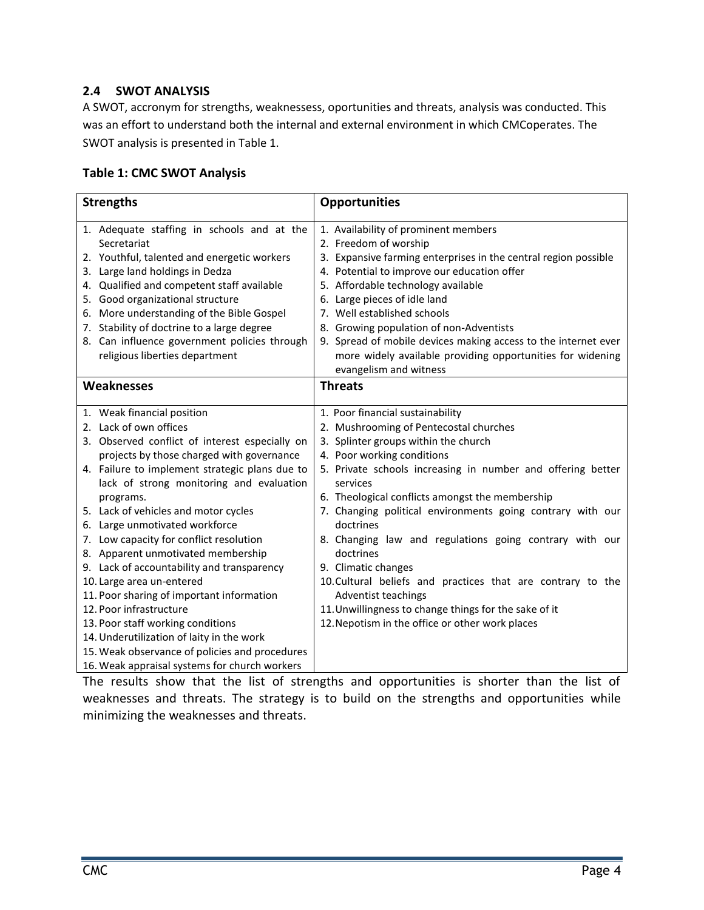## 2.4 SWOT ANALYSIS

A SWOT, accronym for strengths, weaknessess, oportunities and threats, analysis was conducted. This was an effort to understand both the internal and external environment in which CMCoperates. The SWOT analysis is presented in Table 1.

**Table 1: CMC SWOT Analysis**

| Strengths | Opportunities |
|---|---|
| 1. Adequate staffing in schools and at the Secretariat<br>2. Youthful, talented and energetic workers<br>3. Large land holdings in Dedza<br>4. Qualified and competent staff available<br>5. Good organizational structure<br>6. More understanding of the Bible Gospel<br>7. Stability of doctrine to a large degree<br>8. Can influence government policies through religious liberties department | 1. Availability of prominent members<br>2. Freedom of worship<br>3. Expansive farming enterprises in the central region possible<br>4. Potential to improve our education offer<br>5. Affordable technology available<br>6. Large pieces of idle land<br>7. Well established schools<br>8. Growing population of non-Adventists<br>9. Spread of mobile devices making access to the internet ever more widely available providing opportunities for widening evangelism and witness |
| **Weaknesses** | **Threats** |
| 1. Weak financial position<br>2. Lack of own offices<br>3. Observed conflict of interest especially on projects by those charged with governance<br>4. Failure to implement strategic plans due to lack of strong monitoring and evaluation programs.<br>5. Lack of vehicles and motor cycles<br>6. Large unmotivated workforce<br>7. Low capacity for conflict resolution<br>8. Apparent unmotivated membership<br>9. Lack of accountability and transparency<br>10. Large area un-entered<br>11. Poor sharing of important information<br>12. Poor infrastructure<br>13. Poor staff working conditions<br>14. Underutilization of laity in the work<br>15. Weak observance of policies and procedures<br>16. Weak appraisal systems for church workers | 1. Poor financial sustainability<br>2. Mushrooming of Pentecostal churches<br>3. Splinter groups within the church<br>4. Poor working conditions<br>5. Private schools increasing in number and offering better services<br>6. Theological conflicts amongst the membership<br>7. Changing political environments going contrary with our doctrines<br>8. Changing law and regulations going contrary with our doctrines<br>9. Climatic changes<br>10. Cultural beliefs and practices that are contrary to the Adventist teachings<br>11. Unwillingness to change things for the sake of it<br>12. Nepotism in the office or other work places |

The results show that the list of strengths and opportunities is shorter than the list of weaknesses and threats. The strategy is to build on the strengths and opportunities while minimizing the weaknesses and threats.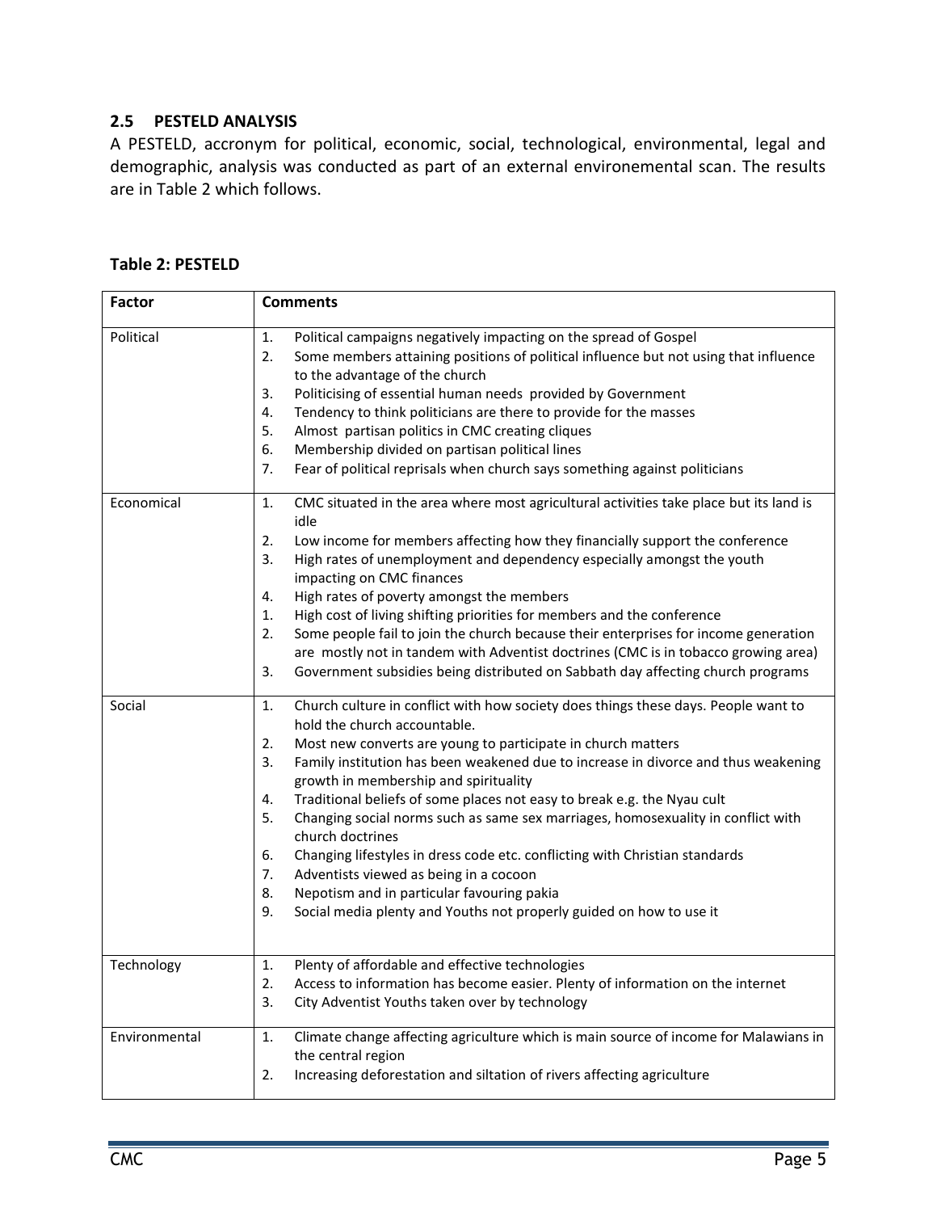## 2.5 PESTELD ANALYSIS

A PESTELD, accronym for political, economic, social, technological, environmental, legal and demographic, analysis was conducted as part of an external environemental scan. The results are in Table 2 which follows.

**Table 2: PESTELD**

| Factor | Comments |
|---|---|
| Political | 1. Political campaigns negatively impacting on the spread of Gospel<br>2. Some members attaining positions of political influence but not using that influence to the advantage of the church<br>3. Politicising of essential human needs provided by Government<br>4. Tendency to think politicians are there to provide for the masses<br>5. Almost partisan politics in CMC creating cliques<br>6. Membership divided on partisan political lines<br>7. Fear of political reprisals when church says something against politicians |
| Economical | 1. CMC situated in the area where most agricultural activities take place but its land is idle<br>2. Low income for members affecting how they financially support the conference<br>3. High rates of unemployment and dependency especially amongst the youth impacting on CMC finances<br>4. High rates of poverty amongst the members<br>1. High cost of living shifting priorities for members and the conference<br>2. Some people fail to join the church because their enterprises for income generation are mostly not in tandem with Adventist doctrines (CMC is in tobacco growing area)<br>3. Government subsidies being distributed on Sabbath day affecting church programs |
| Social | 1. Church culture in conflict with how society does things these days. People want to hold the church accountable.<br>2. Most new converts are young to participate in church matters<br>3. Family institution has been weakened due to increase in divorce and thus weakening growth in membership and spirituality<br>4. Traditional beliefs of some places not easy to break e.g. the Nyau cult<br>5. Changing social norms such as same sex marriages, homosexuality in conflict with church doctrines<br>6. Changing lifestyles in dress code etc. conflicting with Christian standards<br>7. Adventists viewed as being in a cocoon<br>8. Nepotism and in particular favouring pakia<br>9. Social media plenty and Youths not properly guided on how to use it |
| Technology | 1. Plenty of affordable and effective technologies<br>2. Access to information has become easier. Plenty of information on the internet<br>3. City Adventist Youths taken over by technology |
| Environmental | 1. Climate change affecting agriculture which is main source of income for Malawians in the central region<br>2. Increasing deforestation and siltation of rivers affecting agriculture |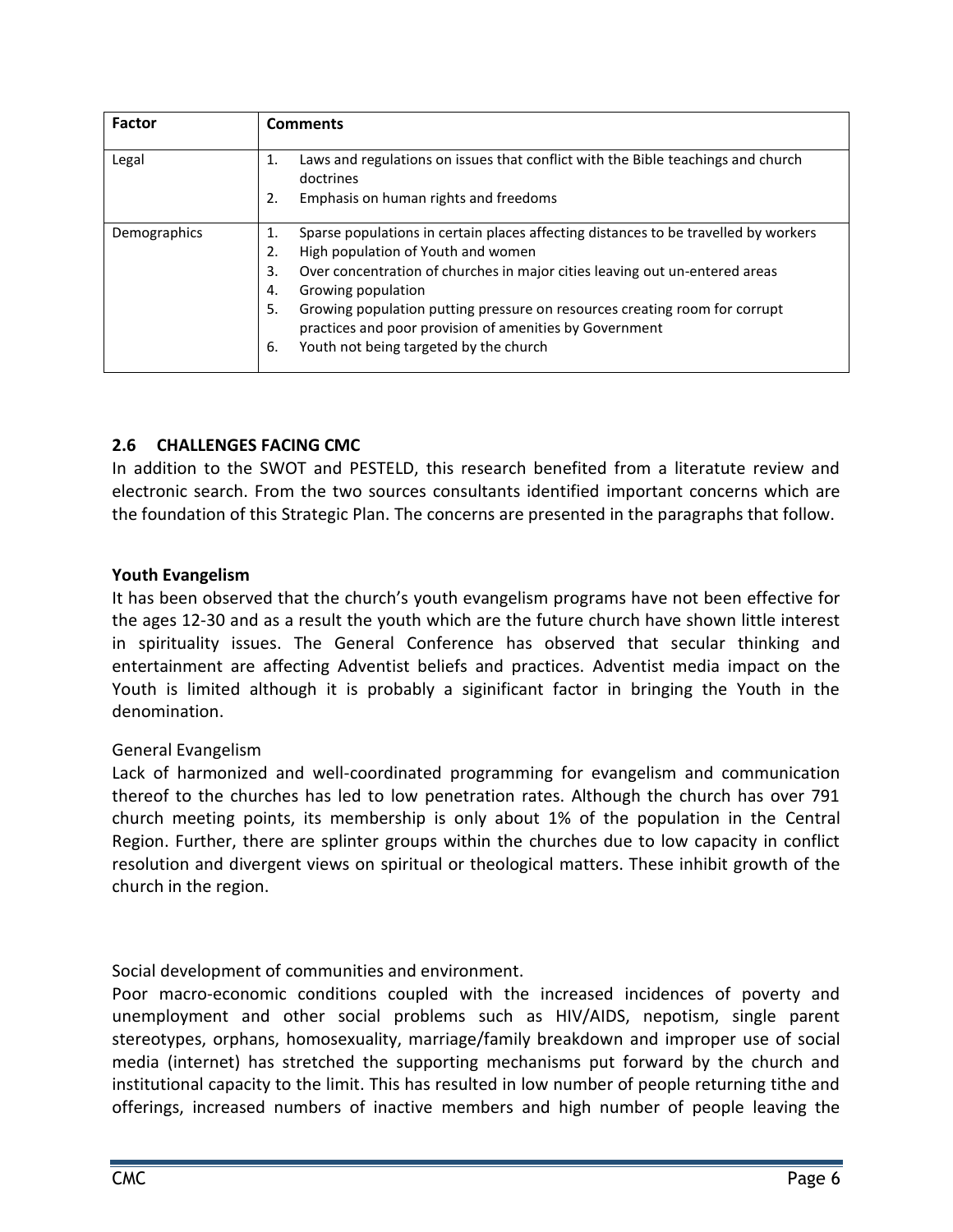| Factor | Comments |
|---|---|
| Legal | 1. Laws and regulations on issues that conflict with the Bible teachings and church doctrines<br>2. Emphasis on human rights and freedoms |
| Demographics | 1. Sparse populations in certain places affecting distances to be travelled by workers<br>2. High population of Youth and women<br>3. Over concentration of churches in major cities leaving out un-entered areas<br>4. Growing population<br>5. Growing population putting pressure on resources creating room for corrupt practices and poor provision of amenities by Government<br>6. Youth not being targeted by the church |

### 2.6 CHALLENGES FACING CMC

In addition to the SWOT and PESTELD, this research benefited from a literatute review and electronic search. From the two sources consultants identified important concerns which are the foundation of this Strategic Plan. The concerns are presented in the paragraphs that follow.

**Youth Evangelism**

It has been observed that the church's youth evangelism programs have not been effective for the ages 12-30 and as a result the youth which are the future church have shown little interest in spirituality issues. The General Conference has observed that secular thinking and entertainment are affecting Adventist beliefs and practices. Adventist media impact on the Youth is limited although it is probably a siginificant factor in bringing the Youth in the denomination.

General Evangelism

Lack of harmonized and well-coordinated programming for evangelism and communication thereof to the churches has led to low penetration rates. Although the church has over 791 church meeting points, its membership is only about 1% of the population in the Central Region. Further, there are splinter groups within the churches due to low capacity in conflict resolution and divergent views on spiritual or theological matters. These inhibit growth of the church in the region.

Social development of communities and environment.

Poor macro-economic conditions coupled with the increased incidences of poverty and unemployment and other social problems such as HIV/AIDS, nepotism, single parent stereotypes, orphans, homosexuality, marriage/family breakdown and improper use of social media (internet) has stretched the supporting mechanisms put forward by the church and institutional capacity to the limit. This has resulted in low number of people returning tithe and offerings, increased numbers of inactive members and high number of people leaving the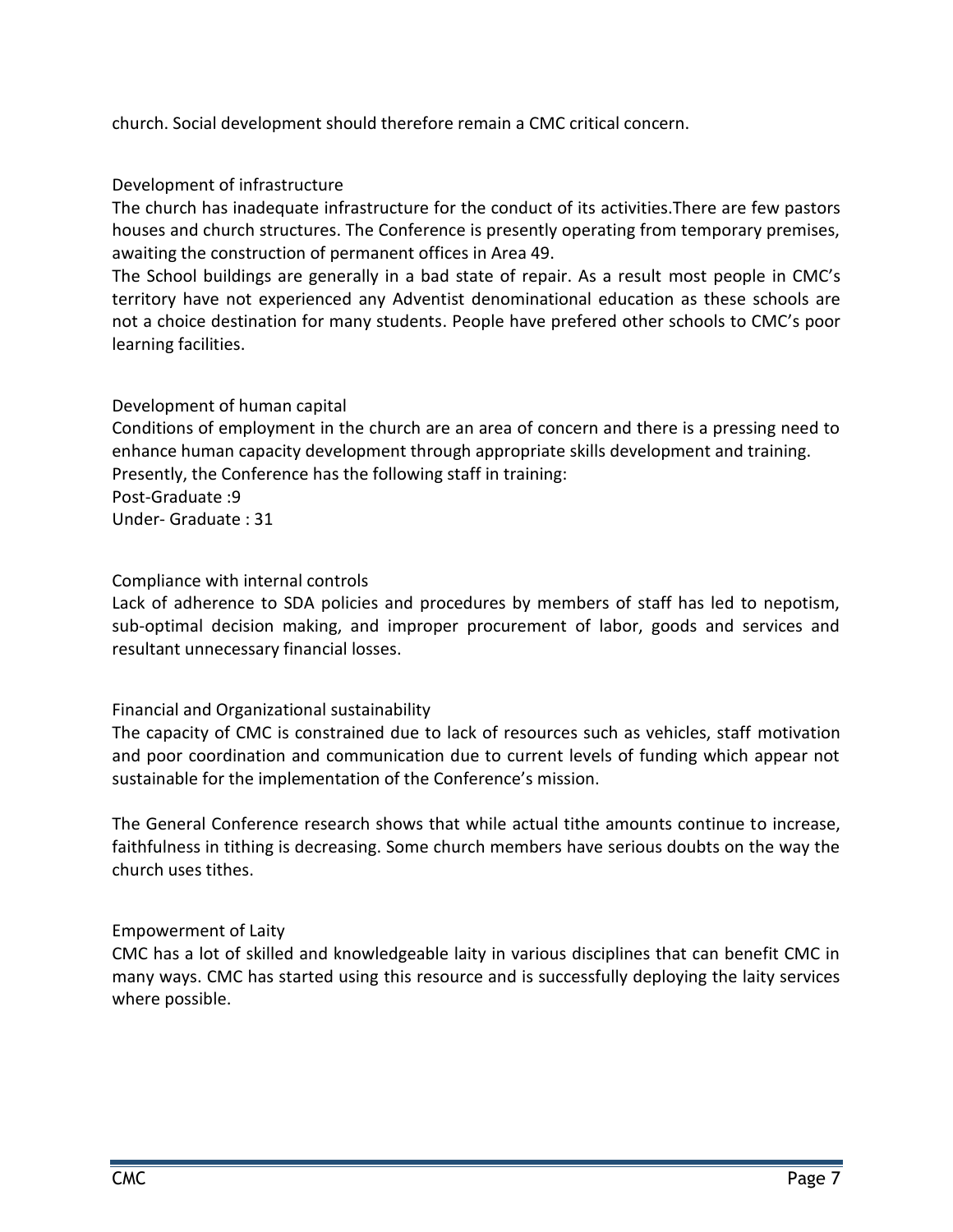church. Social development should therefore remain a CMC critical concern.

### Development of infrastructure

The church has inadequate infrastructure for the conduct of its activities.There are few pastors houses and church structures. The Conference is presently operating from temporary premises, awaiting the construction of permanent offices in Area 49.

The School buildings are generally in a bad state of repair. As a result most people in CMC's territory have not experienced any Adventist denominational education as these schools are not a choice destination for many students. People have prefered other schools to CMC's poor learning facilities.

### Development of human capital

Conditions of employment in the church are an area of concern and there is a pressing need to enhance human capacity development through appropriate skills development and training.

Presently, the Conference has the following staff in training:

Post-Graduate :9

Under- Graduate : 31

### Compliance with internal controls

Lack of adherence to SDA policies and procedures by members of staff has led to nepotism, sub-optimal decision making, and improper procurement of labor, goods and services and resultant unnecessary financial losses.

### Financial and Organizational sustainability

The capacity of CMC is constrained due to lack of resources such as vehicles, staff motivation and poor coordination and communication due to current levels of funding which appear not sustainable for the implementation of the Conference's mission.

The General Conference research shows that while actual tithe amounts continue to increase, faithfulness in tithing is decreasing. Some church members have serious doubts on the way the church uses tithes.

### Empowerment of Laity

CMC has a lot of skilled and knowledgeable laity in various disciplines that can benefit CMC in many ways. CMC has started using this resource and is successfully deploying the laity services where possible.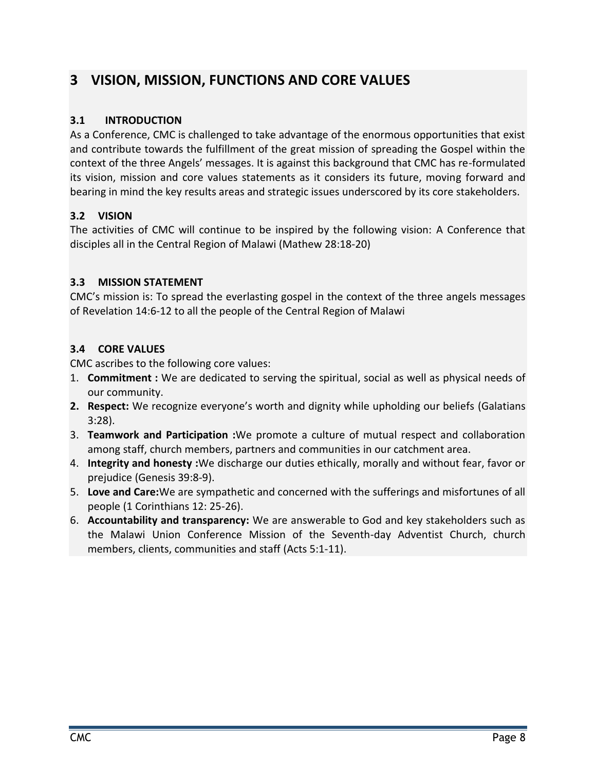# 3 VISION, MISSION, FUNCTIONS AND CORE VALUES

## 3.1 INTRODUCTION

As a Conference, CMC is challenged to take advantage of the enormous opportunities that exist and contribute towards the fulfillment of the great mission of spreading the Gospel within the context of the three Angels' messages. It is against this background that CMC has re-formulated its vision, mission and core values statements as it considers its future, moving forward and bearing in mind the key results areas and strategic issues underscored by its core stakeholders.

## 3.2 VISION

The activities of CMC will continue to be inspired by the following vision: A Conference that disciples all in the Central Region of Malawi (Mathew 28:18-20)

## 3.3 MISSION STATEMENT

CMC's mission is: To spread the everlasting gospel in the context of the three angels messages of Revelation 14:6-12 to all the people of the Central Region of Malawi

## 3.4 CORE VALUES

CMC ascribes to the following core values:

1. **Commitment :** We are dedicated to serving the spiritual, social as well as physical needs of our community.
2. **Respect:** We recognize everyone's worth and dignity while upholding our beliefs (Galatians 3:28).
3. **Teamwork and Participation :**We promote a culture of mutual respect and collaboration among staff, church members, partners and communities in our catchment area.
4. **Integrity and honesty :**We discharge our duties ethically, morally and without fear, favor or prejudice (Genesis 39:8-9).
5. **Love and Care:**We are sympathetic and concerned with the sufferings and misfortunes of all people (1 Corinthians 12: 25-26).
6. **Accountability and transparency:** We are answerable to God and key stakeholders such as the Malawi Union Conference Mission of the Seventh-day Adventist Church, church members, clients, communities and staff (Acts 5:1-11).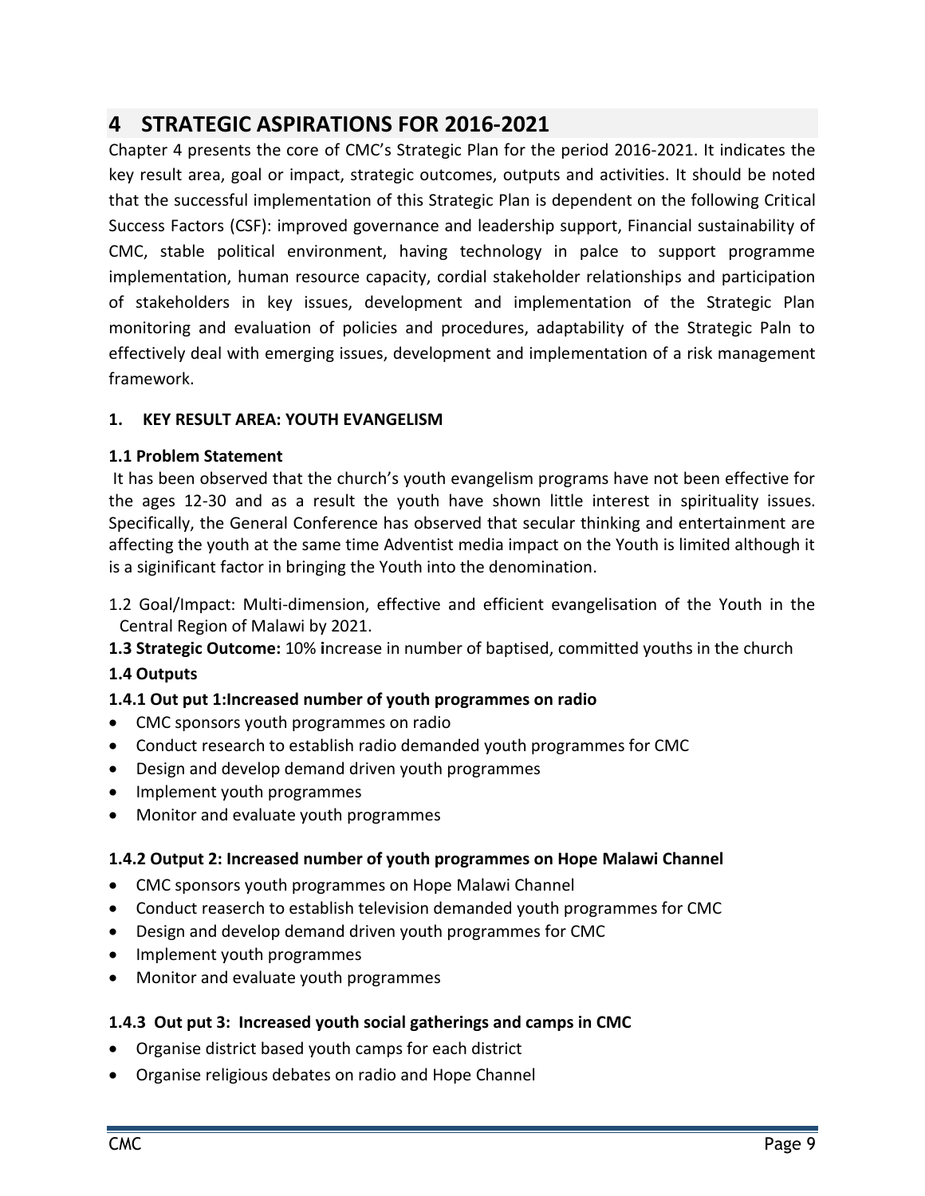# 4 STRATEGIC ASPIRATIONS FOR 2016-2021

Chapter 4 presents the core of CMC's Strategic Plan for the period 2016-2021. It indicates the key result area, goal or impact, strategic outcomes, outputs and activities. It should be noted that the successful implementation of this Strategic Plan is dependent on the following Critical Success Factors (CSF): improved governance and leadership support, Financial sustainability of CMC, stable political environment, having technology in palce to support programme implementation, human resource capacity, cordial stakeholder relationships and participation of stakeholders in key issues, development and implementation of the Strategic Plan monitoring and evaluation of policies and procedures, adaptability of the Strategic Paln to effectively deal with emerging issues, development and implementation of a risk management framework.

**1. KEY RESULT AREA: YOUTH EVANGELISM**

**1.1 Problem Statement**

It has been observed that the church's youth evangelism programs have not been effective for the ages 12-30 and as a result the youth have shown little interest in spirituality issues. Specifically, the General Conference has observed that secular thinking and entertainment are affecting the youth at the same time Adventist media impact on the Youth is limited although it is a siginificant factor in bringing the Youth into the denomination.

1.2 Goal/Impact: Multi-dimension, effective and efficient evangelisation of the Youth in the Central Region of Malawi by 2021.

**1.3 Strategic Outcome:** 10% **i**ncrease in number of baptised, committed youths in the church

**1.4 Outputs**

**1.4.1 Out put 1:Increased number of youth programmes on radio**

- CMC sponsors youth programmes on radio
- Conduct research to establish radio demanded youth programmes for CMC
- Design and develop demand driven youth programmes
- Implement youth programmes
- Monitor and evaluate youth programmes

**1.4.2 Output 2: Increased number of youth programmes on Hope Malawi Channel**

- CMC sponsors youth programmes on Hope Malawi Channel
- Conduct reaserch to establish television demanded youth programmes for CMC
- Design and develop demand driven youth programmes for CMC
- Implement youth programmes
- Monitor and evaluate youth programmes

**1.4.3 Out put 3: Increased youth social gatherings and camps in CMC**

- Organise district based youth camps for each district
- Organise religious debates on radio and Hope Channel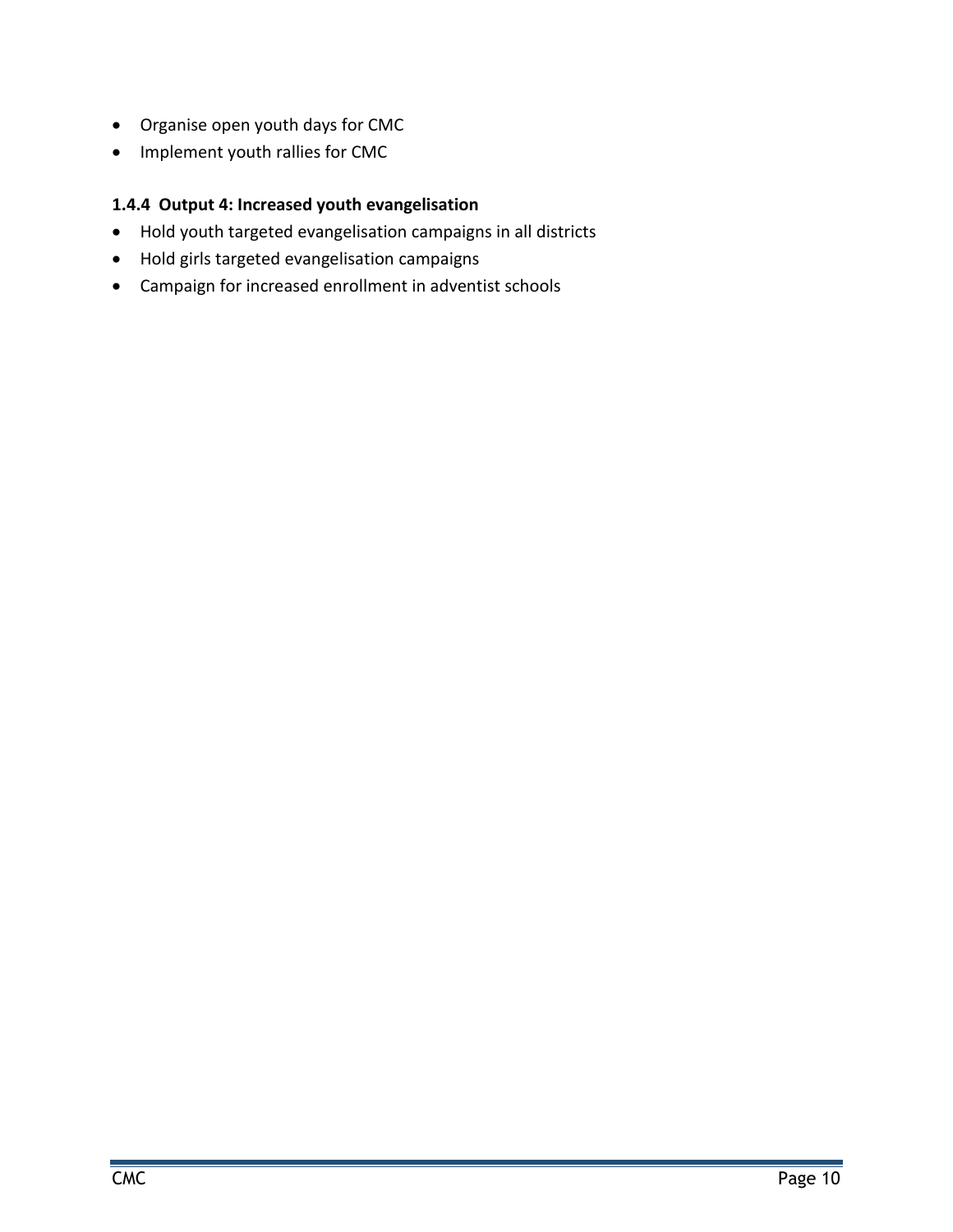- Organise open youth days for CMC
- Implement youth rallies for CMC

### 1.4.4 Output 4: Increased youth evangelisation

- Hold youth targeted evangelisation campaigns in all districts
- Hold girls targeted evangelisation campaigns
- Campaign for increased enrollment in adventist schools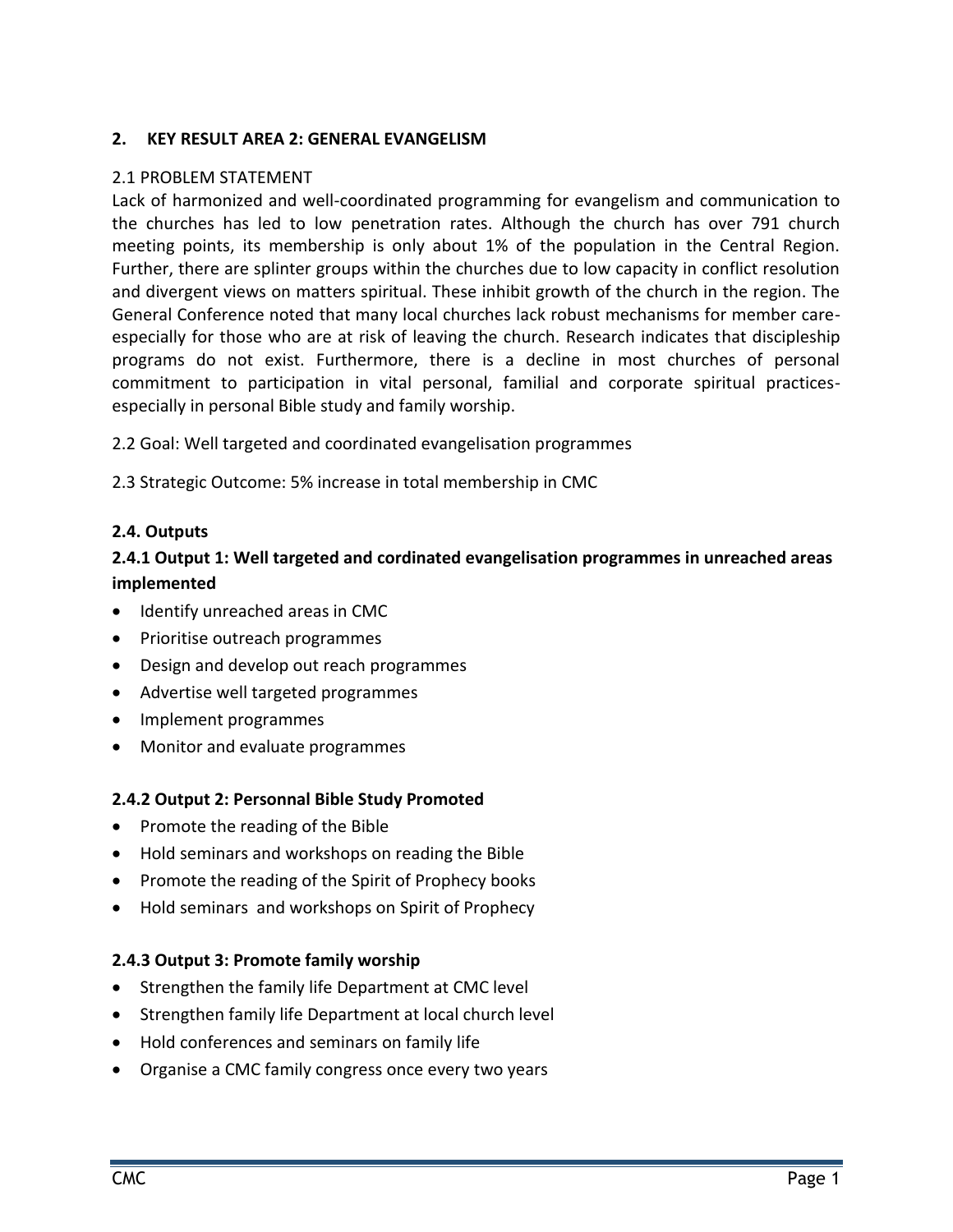## 2. KEY RESULT AREA 2: GENERAL EVANGELISM

### 2.1 PROBLEM STATEMENT

Lack of harmonized and well-coordinated programming for evangelism and communication to the churches has led to low penetration rates. Although the church has over 791 church meeting points, its membership is only about 1% of the population in the Central Region. Further, there are splinter groups within the churches due to low capacity in conflict resolution and divergent views on matters spiritual. These inhibit growth of the church in the region. The General Conference noted that many local churches lack robust mechanisms for member care-especially for those who are at risk of leaving the church. Research indicates that discipleship programs do not exist. Furthermore, there is a decline in most churches of personal commitment to participation in vital personal, familial and corporate spiritual practices-especially in personal Bible study and family worship.

2.2 Goal: Well targeted and coordinated evangelisation programmes

2.3 Strategic Outcome: 5% increase in total membership in CMC

### 2.4. Outputs

#### 2.4.1 Output 1: Well targeted and cordinated evangelisation programmes in unreached areas implemented

- Identify unreached areas in CMC
- Prioritise outreach programmes
- Design and develop out reach programmes
- Advertise well targeted programmes
- Implement programmes
- Monitor and evaluate programmes

#### 2.4.2 Output 2: Personnal Bible Study Promoted

- Promote the reading of the Bible
- Hold seminars and workshops on reading the Bible
- Promote the reading of the Spirit of Prophecy books
- Hold seminars and workshops on Spirit of Prophecy

#### 2.4.3 Output 3: Promote family worship

- Strengthen the family life Department at CMC level
- Strengthen family life Department at local church level
- Hold conferences and seminars on family life
- Organise a CMC family congress once every two years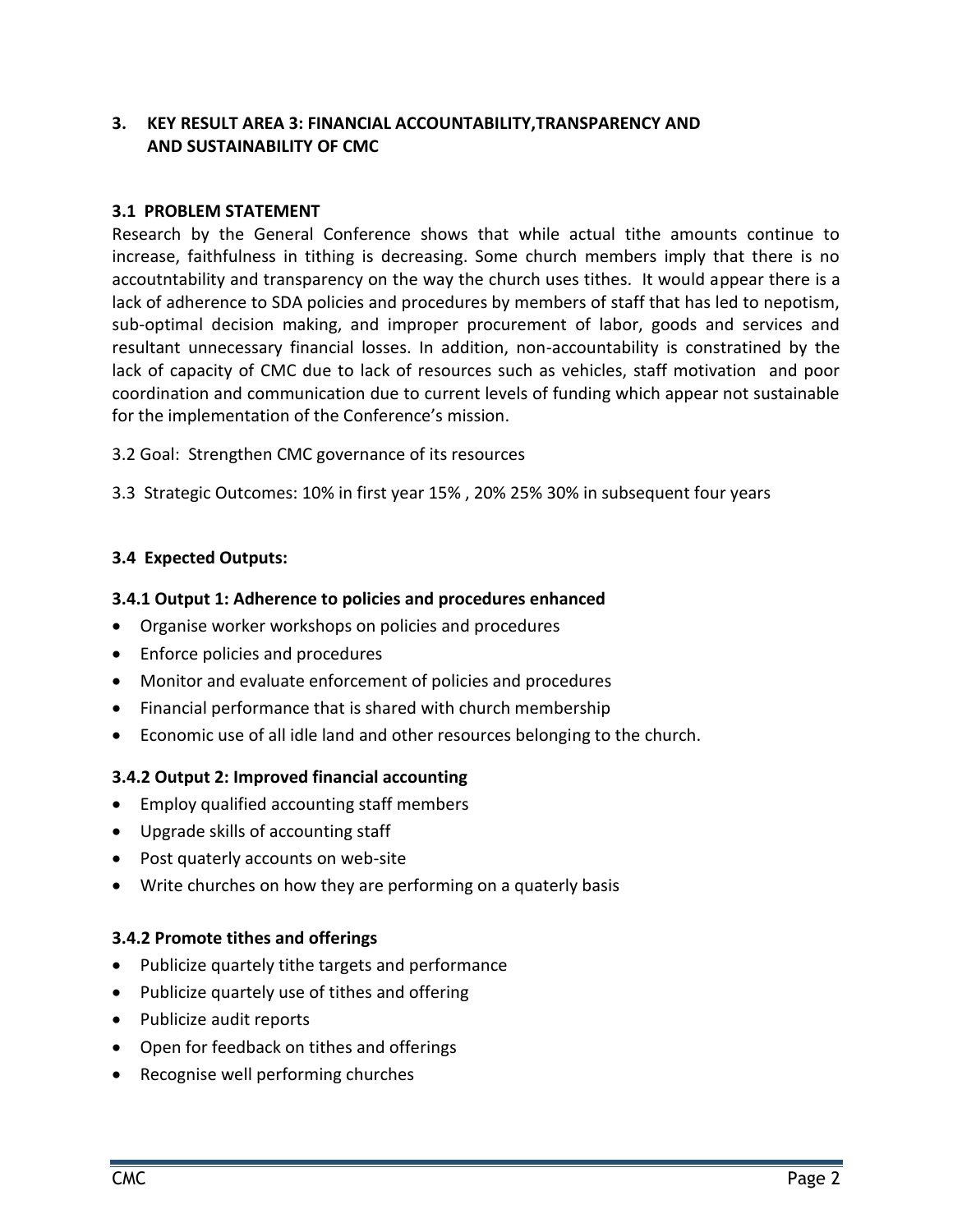## 3. KEY RESULT AREA 3: FINANCIAL ACCOUNTABILITY,TRANSPARENCY AND AND SUSTAINABILITY OF CMC

### 3.1 PROBLEM STATEMENT

Research by the General Conference shows that while actual tithe amounts continue to increase, faithfulness in tithing is decreasing. Some church members imply that there is no accoutntability and transparency on the way the church uses tithes. It would appear there is a lack of adherence to SDA policies and procedures by members of staff that has led to nepotism, sub-optimal decision making, and improper procurement of labor, goods and services and resultant unnecessary financial losses. In addition, non-accountability is constratined by the lack of capacity of CMC due to lack of resources such as vehicles, staff motivation and poor coordination and communication due to current levels of funding which appear not sustainable for the implementation of the Conference's mission.

3.2 Goal: Strengthen CMC governance of its resources

3.3 Strategic Outcomes: 10% in first year 15% , 20% 25% 30% in subsequent four years

### 3.4 Expected Outputs:

#### 3.4.1 Output 1: Adherence to policies and procedures enhanced

- Organise worker workshops on policies and procedures
- Enforce policies and procedures
- Monitor and evaluate enforcement of policies and procedures
- Financial performance that is shared with church membership
- Economic use of all idle land and other resources belonging to the church.

#### 3.4.2 Output 2: Improved financial accounting

- Employ qualified accounting staff members
- Upgrade skills of accounting staff
- Post quaterly accounts on web-site
- Write churches on how they are performing on a quaterly basis

#### 3.4.2 Promote tithes and offerings

- Publicize quartely tithe targets and performance
- Publicize quartely use of tithes and offering
- Publicize audit reports
- Open for feedback on tithes and offerings
- Recognise well performing churches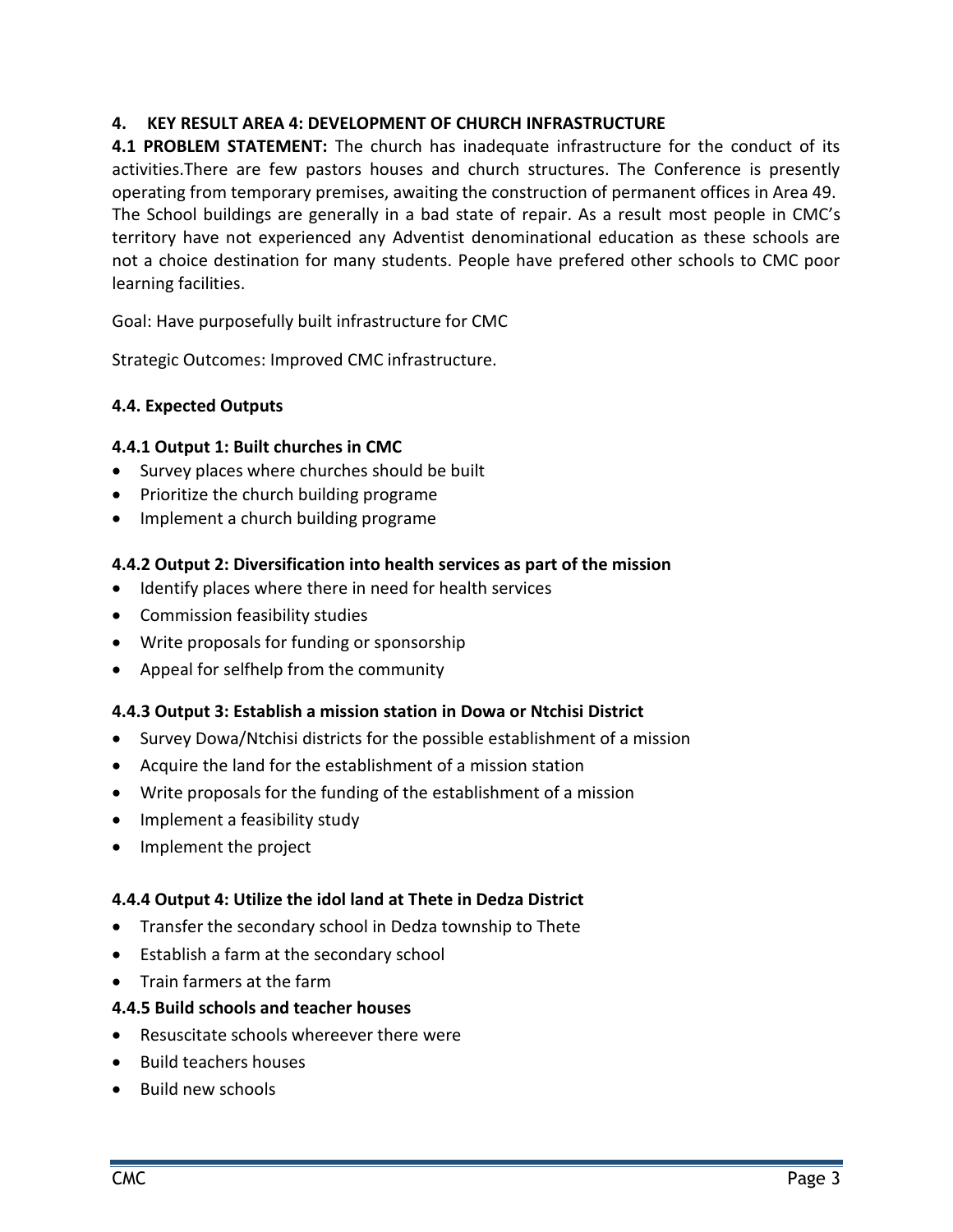## 4. KEY RESULT AREA 4: DEVELOPMENT OF CHURCH INFRASTRUCTURE

**4.1 PROBLEM STATEMENT:** The church has inadequate infrastructure for the conduct of its activities.There are few pastors houses and church structures. The Conference is presently operating from temporary premises, awaiting the construction of permanent offices in Area 49. The School buildings are generally in a bad state of repair. As a result most people in CMC's territory have not experienced any Adventist denominational education as these schools are not a choice destination for many students. People have prefered other schools to CMC poor learning facilities.

Goal: Have purposefully built infrastructure for CMC

Strategic Outcomes: Improved CMC infrastructure.

### 4.4. Expected Outputs

#### 4.4.1 Output 1: Built churches in CMC

- Survey places where churches should be built
- Prioritize the church building programe
- Implement a church building programe

#### 4.4.2 Output 2: Diversification into health services as part of the mission

- Identify places where there in need for health services
- Commission feasibility studies
- Write proposals for funding or sponsorship
- Appeal for selfhelp from the community

#### 4.4.3 Output 3: Establish a mission station in Dowa or Ntchisi District

- Survey Dowa/Ntchisi districts for the possible establishment of a mission
- Acquire the land for the establishment of a mission station
- Write proposals for the funding of the establishment of a mission
- Implement a feasibility study
- Implement the project

#### 4.4.4 Output 4: Utilize the idol land at Thete in Dedza District

- Transfer the secondary school in Dedza township to Thete
- Establish a farm at the secondary school
- Train farmers at the farm

#### 4.4.5 Build schools and teacher houses

- Resuscitate schools whereever there were
- Build teachers houses
- Build new schools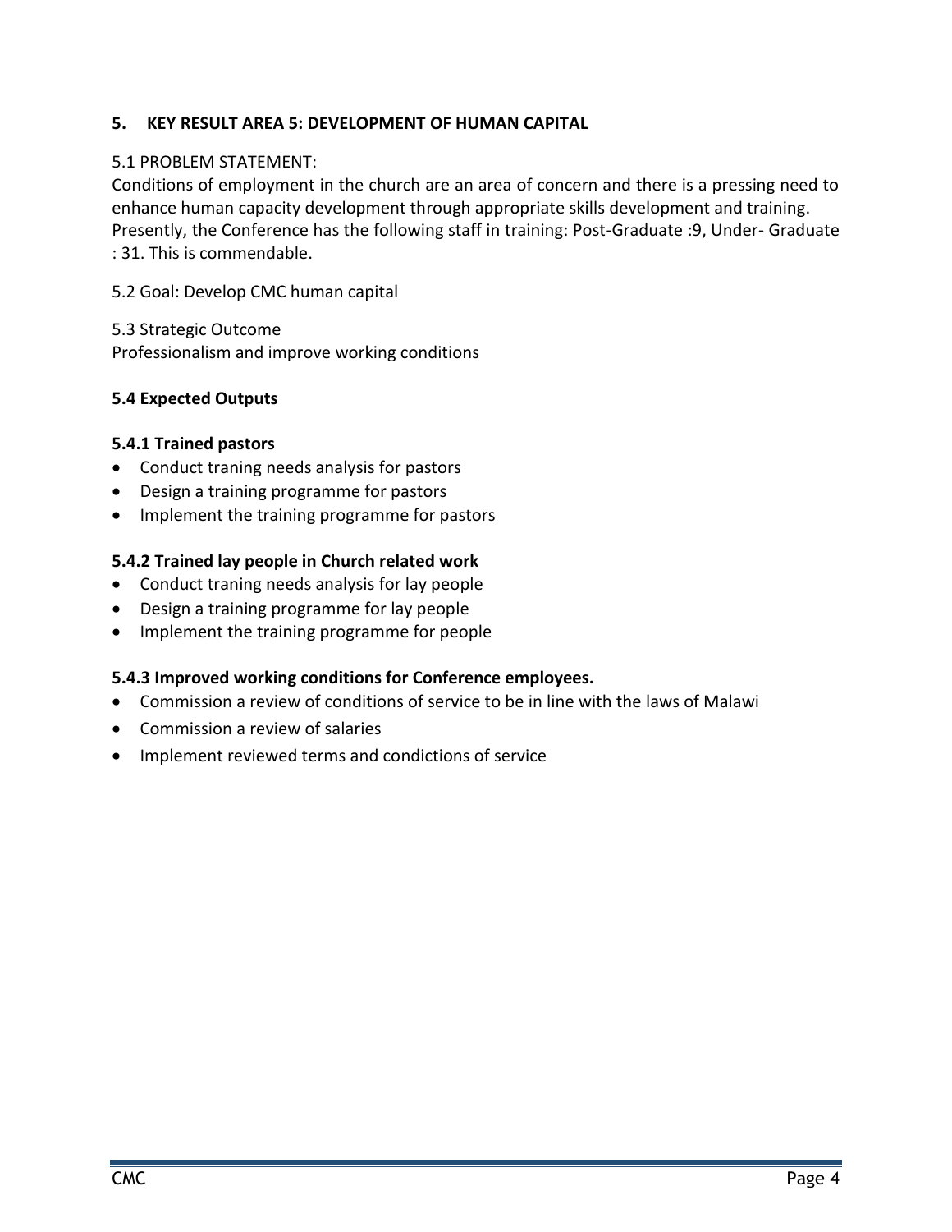## 5. KEY RESULT AREA 5: DEVELOPMENT OF HUMAN CAPITAL

5.1 PROBLEM STATEMENT:
Conditions of employment in the church are an area of concern and there is a pressing need to enhance human capacity development through appropriate skills development and training. Presently, the Conference has the following staff in training: Post-Graduate :9, Under- Graduate : 31. This is commendable.

5.2 Goal: Develop CMC human capital

5.3 Strategic Outcome
Professionalism and improve working conditions

### 5.4 Expected Outputs

#### 5.4.1 Trained pastors

- Conduct traning needs analysis for pastors
- Design a training programme for pastors
- Implement the training programme for pastors

#### 5.4.2 Trained lay people in Church related work

- Conduct traning needs analysis for lay people
- Design a training programme for lay people
- Implement the training programme for people

#### 5.4.3 Improved working conditions for Conference employees.

- Commission a review of conditions of service to be in line with the laws of Malawi
- Commission a review of salaries
- Implement reviewed terms and condictions of service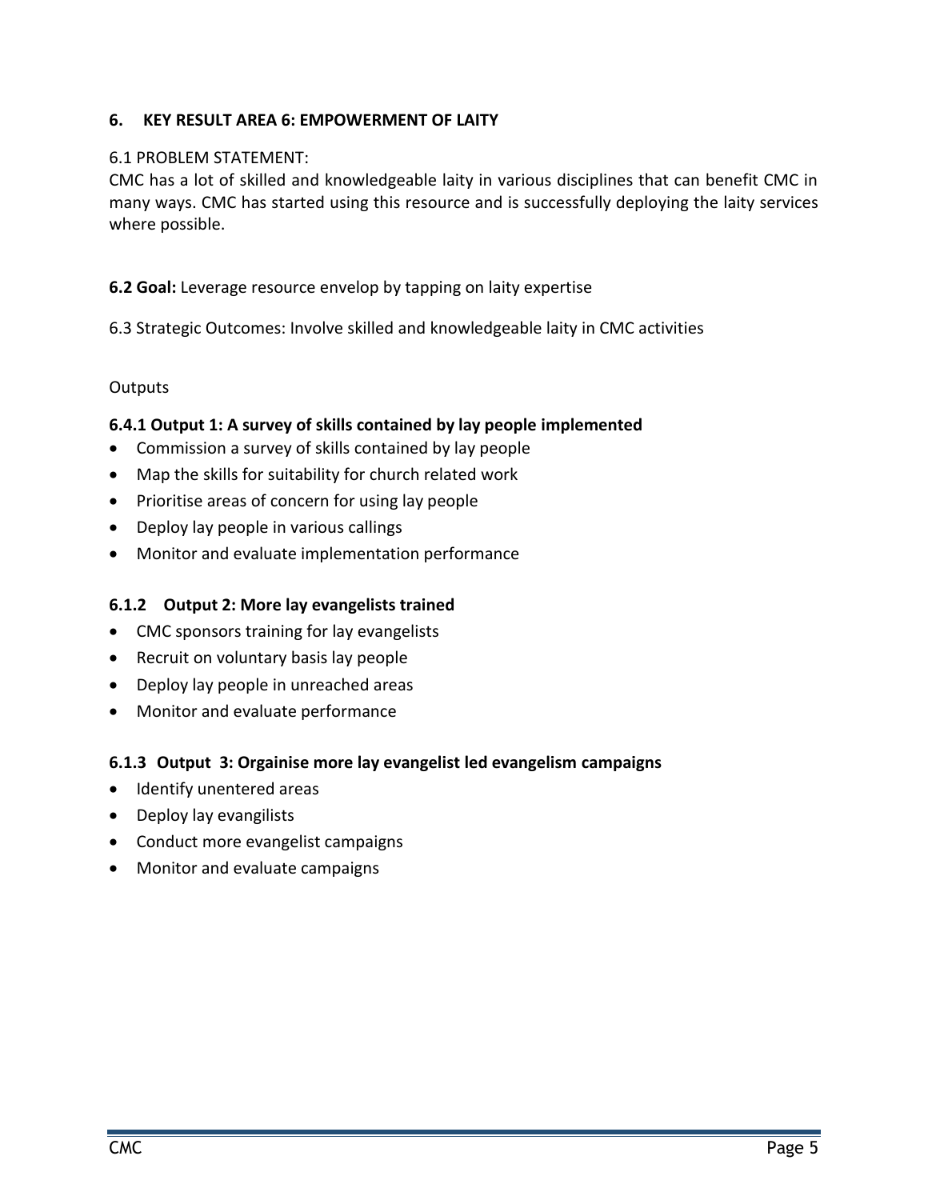## 6. KEY RESULT AREA 6: EMPOWERMENT OF LAITY

6.1 PROBLEM STATEMENT:

CMC has a lot of skilled and knowledgeable laity in various disciplines that can benefit CMC in many ways. CMC has started using this resource and is successfully deploying the laity services where possible.

**6.2 Goal:** Leverage resource envelop by tapping on laity expertise

6.3 Strategic Outcomes: Involve skilled and knowledgeable laity in CMC activities

Outputs

### 6.4.1 Output 1: A survey of skills contained by lay people implemented

- Commission a survey of skills contained by lay people
- Map the skills for suitability for church related work
- Prioritise areas of concern for using lay people
- Deploy lay people in various callings
- Monitor and evaluate implementation performance

### 6.1.2 Output 2: More lay evangelists trained

- CMC sponsors training for lay evangelists
- Recruit on voluntary basis lay people
- Deploy lay people in unreached areas
- Monitor and evaluate performance

### 6.1.3 Output 3: Orgainise more lay evangelist led evangelism campaigns

- Identify unentered areas
- Deploy lay evangilists
- Conduct more evangelist campaigns
- Monitor and evaluate campaigns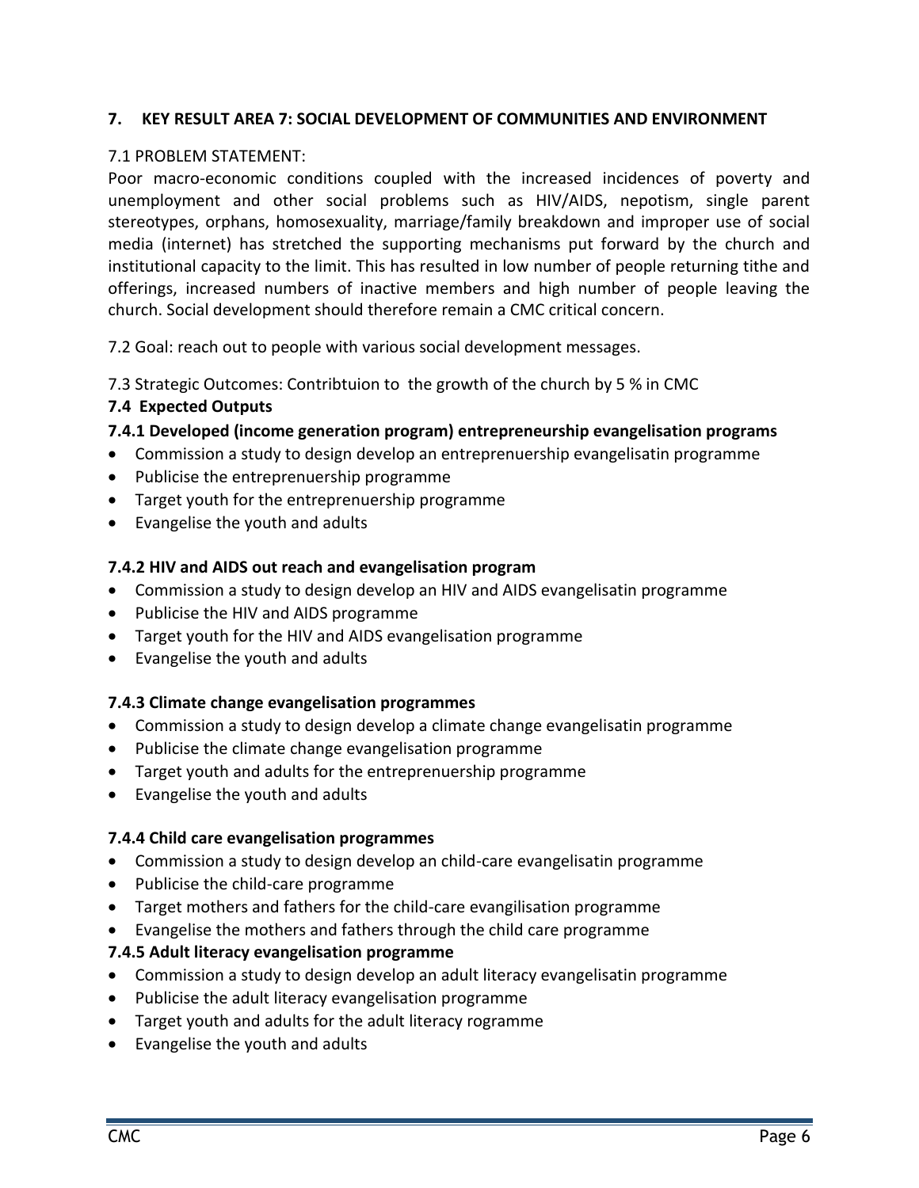## 7. KEY RESULT AREA 7: SOCIAL DEVELOPMENT OF COMMUNITIES AND ENVIRONMENT

7.1 PROBLEM STATEMENT:

Poor macro-economic conditions coupled with the increased incidences of poverty and unemployment and other social problems such as HIV/AIDS, nepotism, single parent stereotypes, orphans, homosexuality, marriage/family breakdown and improper use of social media (internet) has stretched the supporting mechanisms put forward by the church and institutional capacity to the limit. This has resulted in low number of people returning tithe and offerings, increased numbers of inactive members and high number of people leaving the church. Social development should therefore remain a CMC critical concern.

7.2 Goal: reach out to people with various social development messages.

7.3 Strategic Outcomes: Contribtuion to the growth of the church by 5 % in CMC

### 7.4 Expected Outputs

#### 7.4.1 Developed (income generation program) entrepreneurship evangelisation programs

- Commission a study to design develop an entreprenuership evangelisatin programme
- Publicise the entreprenuership programme
- Target youth for the entreprenuership programme
- Evangelise the youth and adults

#### 7.4.2 HIV and AIDS out reach and evangelisation program

- Commission a study to design develop an HIV and AIDS evangelisatin programme
- Publicise the HIV and AIDS programme
- Target youth for the HIV and AIDS evangelisation programme
- Evangelise the youth and adults

#### 7.4.3 Climate change evangelisation programmes

- Commission a study to design develop a climate change evangelisatin programme
- Publicise the climate change evangelisation programme
- Target youth and adults for the entreprenuership programme
- Evangelise the youth and adults

#### 7.4.4 Child care evangelisation programmes

- Commission a study to design develop an child-care evangelisatin programme
- Publicise the child-care programme
- Target mothers and fathers for the child-care evangilisation programme
- Evangelise the mothers and fathers through the child care programme

#### 7.4.5 Adult literacy evangelisation programme

- Commission a study to design develop an adult literacy evangelisatin programme
- Publicise the adult literacy evangelisation programme
- Target youth and adults for the adult literacy rogramme
- Evangelise the youth and adults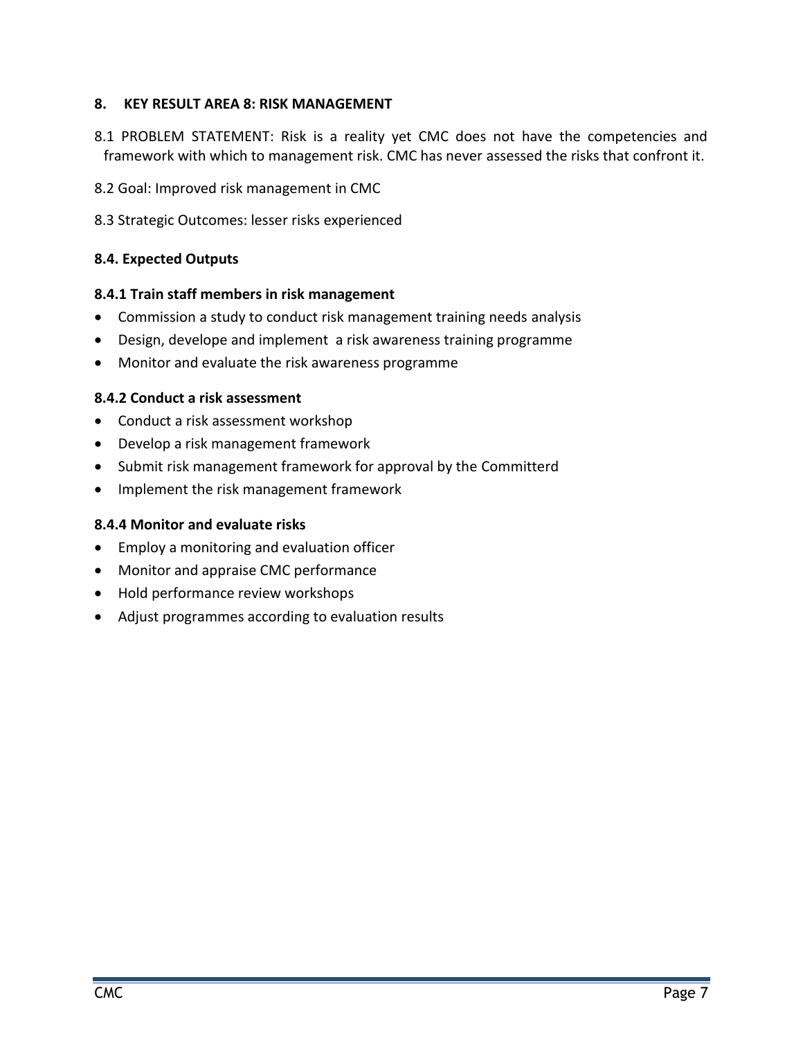## 8. KEY RESULT AREA 8: RISK MANAGEMENT

8.1 PROBLEM STATEMENT: Risk is a reality yet CMC does not have the competencies and framework with which to management risk. CMC has never assessed the risks that confront it.

8.2 Goal: Improved risk management in CMC

8.3 Strategic Outcomes: lesser risks experienced

### 8.4. Expected Outputs

#### 8.4.1 Train staff members in risk management

- Commission a study to conduct risk management training needs analysis
- Design, develope and implement a risk awareness training programme
- Monitor and evaluate the risk awareness programme

#### 8.4.2 Conduct a risk assessment

- Conduct a risk assessment workshop
- Develop a risk management framework
- Submit risk management framework for approval by the Committerd
- Implement the risk management framework

#### 8.4.4 Monitor and evaluate risks

- Employ a monitoring and evaluation officer
- Monitor and appraise CMC performance
- Hold performance review workshops
- Adjust programmes according to evaluation results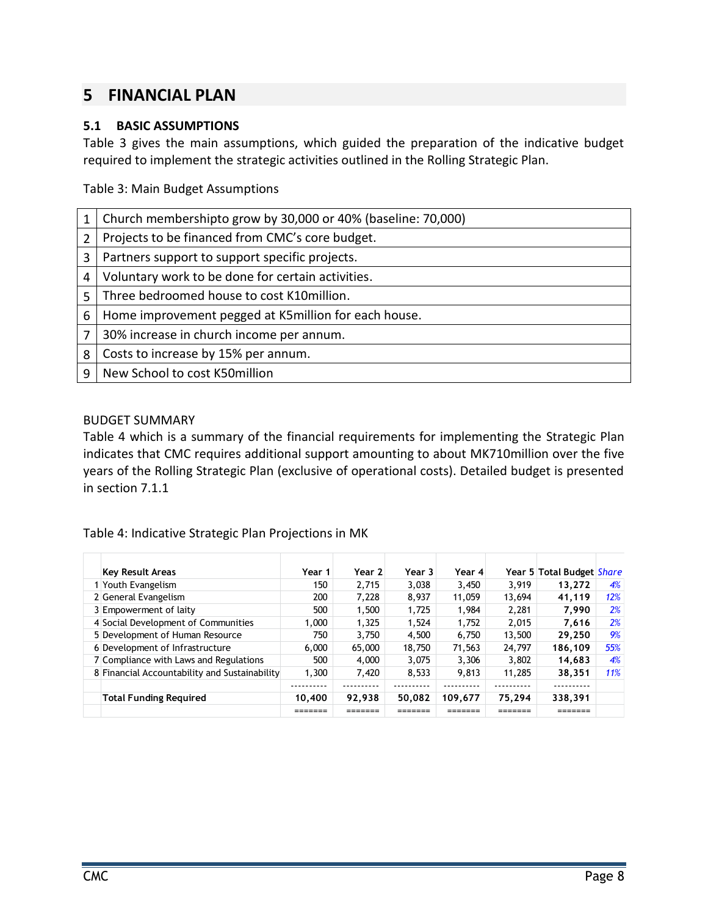# 5 FINANCIAL PLAN

## 5.1 BASIC ASSUMPTIONS

Table 3 gives the main assumptions, which guided the preparation of the indicative budget required to implement the strategic activities outlined in the Rolling Strategic Plan.

Table 3: Main Budget Assumptions

| | |
|---|---|
| 1 | Church membershipto grow by 30,000 or 40% (baseline: 70,000) |
| 2 | Projects to be financed from CMC's core budget. |
| 3 | Partners support to support specific projects. |
| 4 | Voluntary work to be done for certain activities. |
| 5 | Three bedroomed house to cost K10million. |
| 6 | Home improvement pegged at K5million for each house. |
| 7 | 30% increase in church income per annum. |
| 8 | Costs to increase by 15% per annum. |
| 9 | New School to cost K50million |

BUDGET SUMMARY

Table 4 which is a summary of the financial requirements for implementing the Strategic Plan indicates that CMC requires additional support amounting to about MK710million over the five years of the Rolling Strategic Plan (exclusive of operational costs). Detailed budget is presented in section 7.1.1

Table 4: Indicative Strategic Plan Projections in MK

| | Key Result Areas | Year 1 | Year 2 | Year 3 | Year 4 | Year 5 | Total Budget | *Share* |
|---|---|---|---|---|---|---|---|---|
| 1 | Youth Evangelism | 150 | 2,715 | 3,038 | 3,450 | 3,919 | **13,272** | *4%* |
| 2 | General Evangelism | 200 | 7,228 | 8,937 | 11,059 | 13,694 | **41,119** | *12%* |
| 3 | Empowerment of laity | 500 | 1,500 | 1,725 | 1,984 | 2,281 | **7,990** | *2%* |
| 4 | Social Development of Communities | 1,000 | 1,325 | 1,524 | 1,752 | 2,015 | **7,616** | *2%* |
| 5 | Development of Human Resource | 750 | 3,750 | 4,500 | 6,750 | 13,500 | **29,250** | *9%* |
| 6 | Development of Infrastructure | 6,000 | 65,000 | 18,750 | 71,563 | 24,797 | **186,109** | *55%* |
| 7 | Compliance with Laws and Regulations | 500 | 4,000 | 3,075 | 3,306 | 3,802 | **14,683** | *4%* |
| 8 | Financial Accountability and Sustainability | 1,300 | 7,420 | 8,533 | 9,813 | 11,285 | **38,351** | *11%* |
| | **Total Funding Required** | **10,400** | **92,938** | **50,082** | **109,677** | **75,294** | **338,391** | |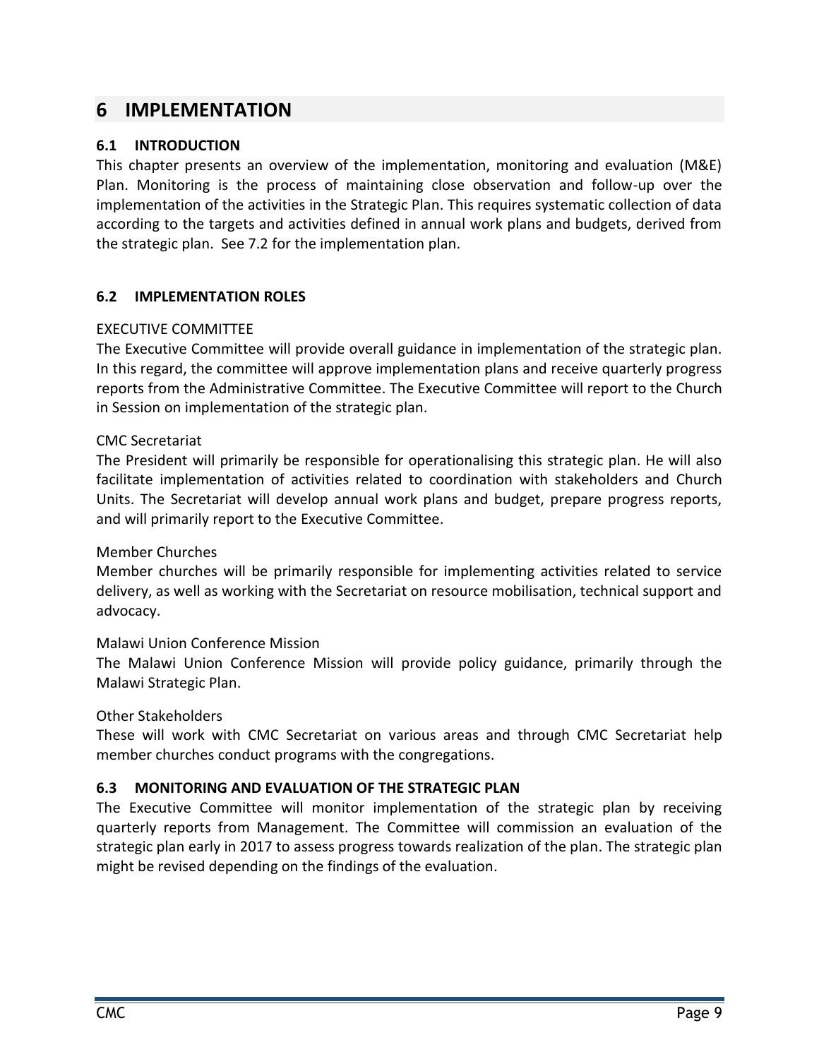# 6 IMPLEMENTATION

## 6.1 INTRODUCTION

This chapter presents an overview of the implementation, monitoring and evaluation (M&E) Plan. Monitoring is the process of maintaining close observation and follow-up over the implementation of the activities in the Strategic Plan. This requires systematic collection of data according to the targets and activities defined in annual work plans and budgets, derived from the strategic plan. See 7.2 for the implementation plan.

## 6.2 IMPLEMENTATION ROLES

EXECUTIVE COMMITTEE

The Executive Committee will provide overall guidance in implementation of the strategic plan. In this regard, the committee will approve implementation plans and receive quarterly progress reports from the Administrative Committee. The Executive Committee will report to the Church in Session on implementation of the strategic plan.

CMC Secretariat

The President will primarily be responsible for operationalising this strategic plan. He will also facilitate implementation of activities related to coordination with stakeholders and Church Units. The Secretariat will develop annual work plans and budget, prepare progress reports, and will primarily report to the Executive Committee.

Member Churches

Member churches will be primarily responsible for implementing activities related to service delivery, as well as working with the Secretariat on resource mobilisation, technical support and advocacy.

Malawi Union Conference Mission

The Malawi Union Conference Mission will provide policy guidance, primarily through the Malawi Strategic Plan.

Other Stakeholders

These will work with CMC Secretariat on various areas and through CMC Secretariat help member churches conduct programs with the congregations.

## 6.3 MONITORING AND EVALUATION OF THE STRATEGIC PLAN

The Executive Committee will monitor implementation of the strategic plan by receiving quarterly reports from Management. The Committee will commission an evaluation of the strategic plan early in 2017 to assess progress towards realization of the plan. The strategic plan might be revised depending on the findings of the evaluation.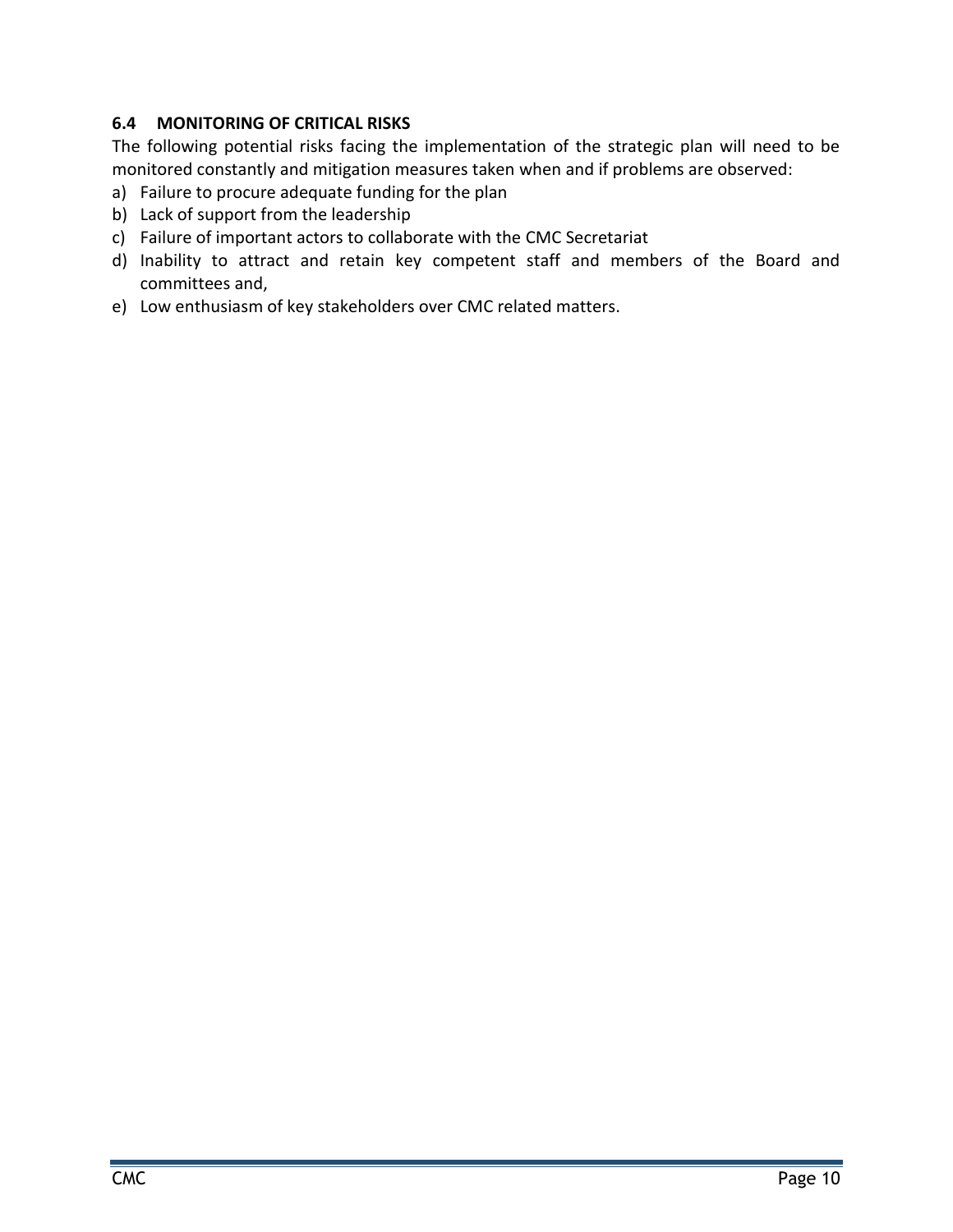### 6.4 MONITORING OF CRITICAL RISKS

The following potential risks facing the implementation of the strategic plan will need to be monitored constantly and mitigation measures taken when and if problems are observed:

a) Failure to procure adequate funding for the plan
b) Lack of support from the leadership
c) Failure of important actors to collaborate with the CMC Secretariat
d) Inability to attract and retain key competent staff and members of the Board and committees and,
e) Low enthusiasm of key stakeholders over CMC related matters.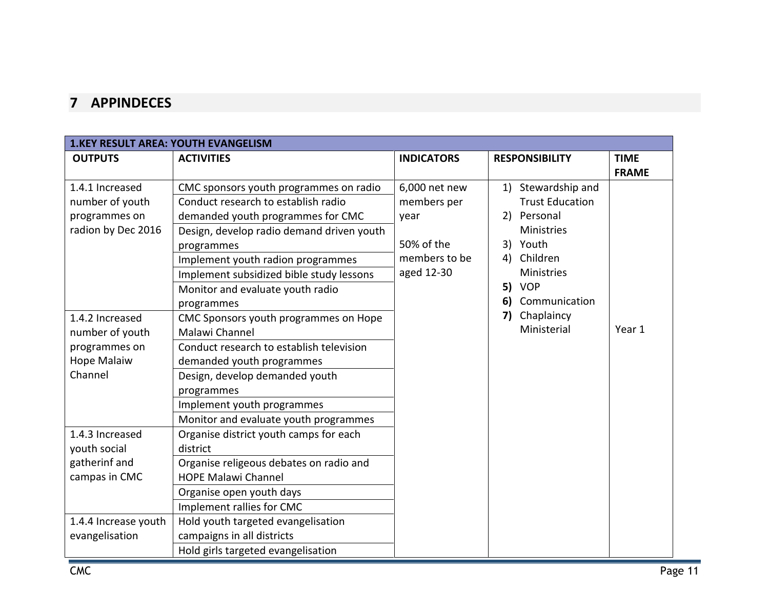# 7 APPINDECES

| 1.KEY RESULT AREA: YOUTH EVANGELISM | | | | |
|---|---|---|---|---|
| **OUTPUTS** | **ACTIVITIES** | **INDICATORS** | **RESPONSIBILITY** | **TIME FRAME** |
| 1.4.1 Increased number of youth programmes on radion by Dec 2016 | CMC sponsors youth programmes on radio | 6,000 net new members per year<br><br>50% of the members to be aged 12-30 | 1) Stewardship and Trust Education<br>2) Personal Ministries<br>3) Youth<br>4) Children Ministries<br>**5)** VOP<br>**6)** Communication<br>**7)** Chaplaincy Ministerial | Year 1 |
| | Conduct research to establish radio demanded youth programmes for CMC | | | |
| | Design, develop radio demand driven youth programmes | | | |
| | Implement youth radion programmes | | | |
| | Implement subsidized bible study lessons | | | |
| | Monitor and evaluate youth radio programmes | | | |
| 1.4.2 Increased number of youth programmes on Hope Malaiw Channel | CMC Sponsors youth programmes on Hope Malawi Channel | | | |
| | Conduct research to establish television demanded youth programmes | | | |
| | Design, develop demanded youth programmes | | | |
| | Implement youth programmes | | | |
| | Monitor and evaluate youth programmes | | | |
| 1.4.3 Increased youth social gatherinf and campas in CMC | Organise district youth camps for each district | | | |
| | Organise religeous debates on radio and HOPE Malawi Channel | | | |
| | Organise open youth days | | | |
| | Implement rallies for CMC | | | |
| 1.4.4 Increase youth evangelisation | Hold youth targeted evangelisation campaigns in all districts | | | |
| | Hold girls targeted evangelisation | | | |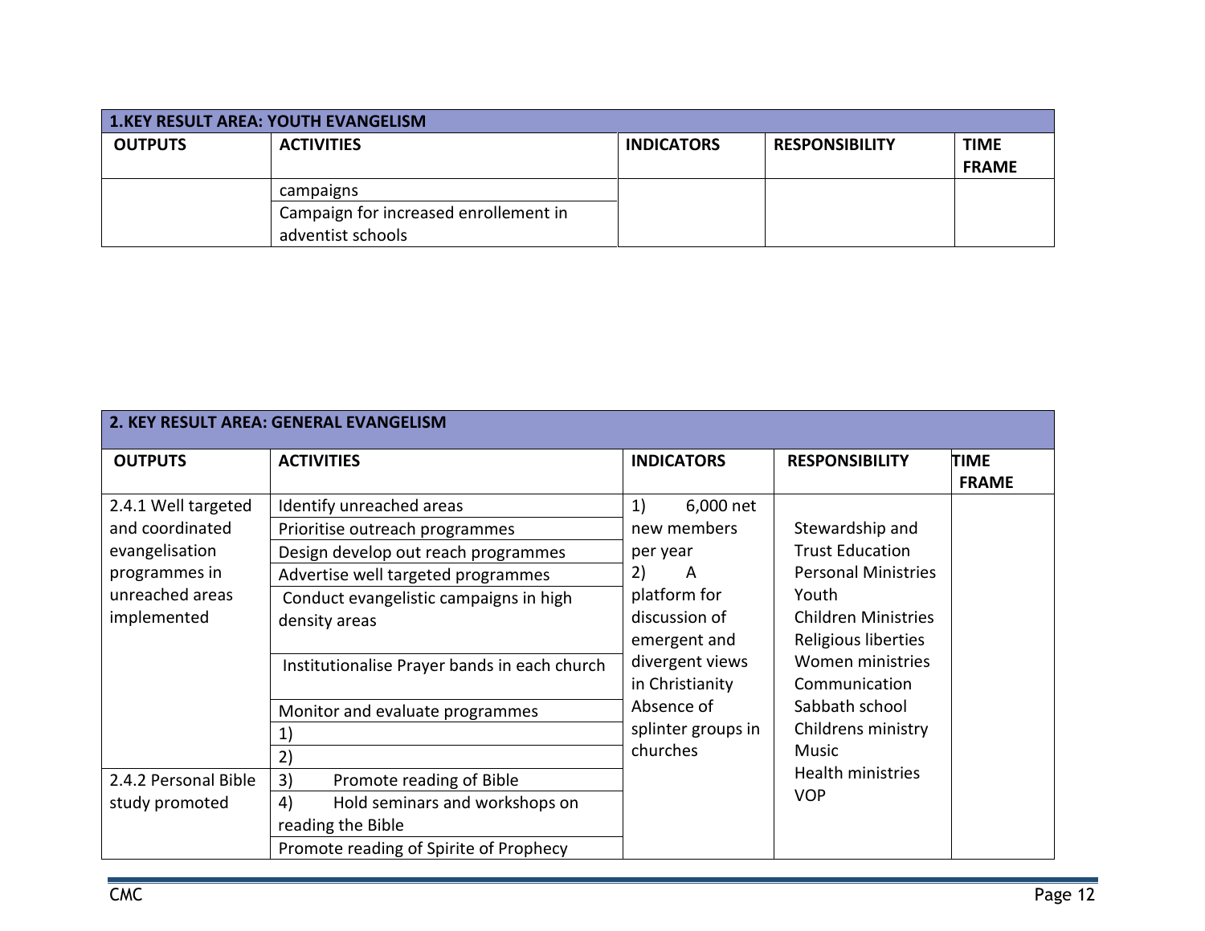| 1.KEY RESULT AREA: YOUTH EVANGELISM | | | | |
|---|---|---|---|---|
| **OUTPUTS** | **ACTIVITIES** | **INDICATORS** | **RESPONSIBILITY** | **TIME FRAME** |
| | campaigns | | | |
| | Campaign for increased enrollement in adventist schools | | | |

| 2. KEY RESULT AREA: GENERAL EVANGELISM | | | | |
|---|---|---|---|---|
| **OUTPUTS** | **ACTIVITIES** | **INDICATORS** | **RESPONSIBILITY** | **TIME FRAME** |
| 2.4.1 Well targeted and coordinated evangelisation programmes in unreached areas implemented | Identify unreached areas | 1) 6,000 net new members per year<br>2) A platform for discussion of emergent and divergent views in Christianity<br>Absence of splinter groups in churches | Stewardship and Trust Education<br>Personal Ministries<br>Youth<br>Children Ministries<br>Religious liberties<br>Women ministries<br>Communication<br>Sabbath school<br>Childrens ministry<br>Music<br>Health ministries<br>VOP | |
| | Prioritise outreach programmes | | | |
| | Design develop out reach programmes | | | |
| | Advertise well targeted programmes | | | |
| | Conduct evangelistic campaigns in high density areas | | | |
| | Institutionalise Prayer bands in each church | | | |
| | Monitor and evaluate programmes | | | |
| | 1) | | | |
| | 2) | | | |
| 2.4.2 Personal Bible study promoted | 3) Promote reading of Bible | | | |
| | 4) Hold seminars and workshops on reading the Bible | | | |
| | Promote reading of Spirite of Prophecy | | | |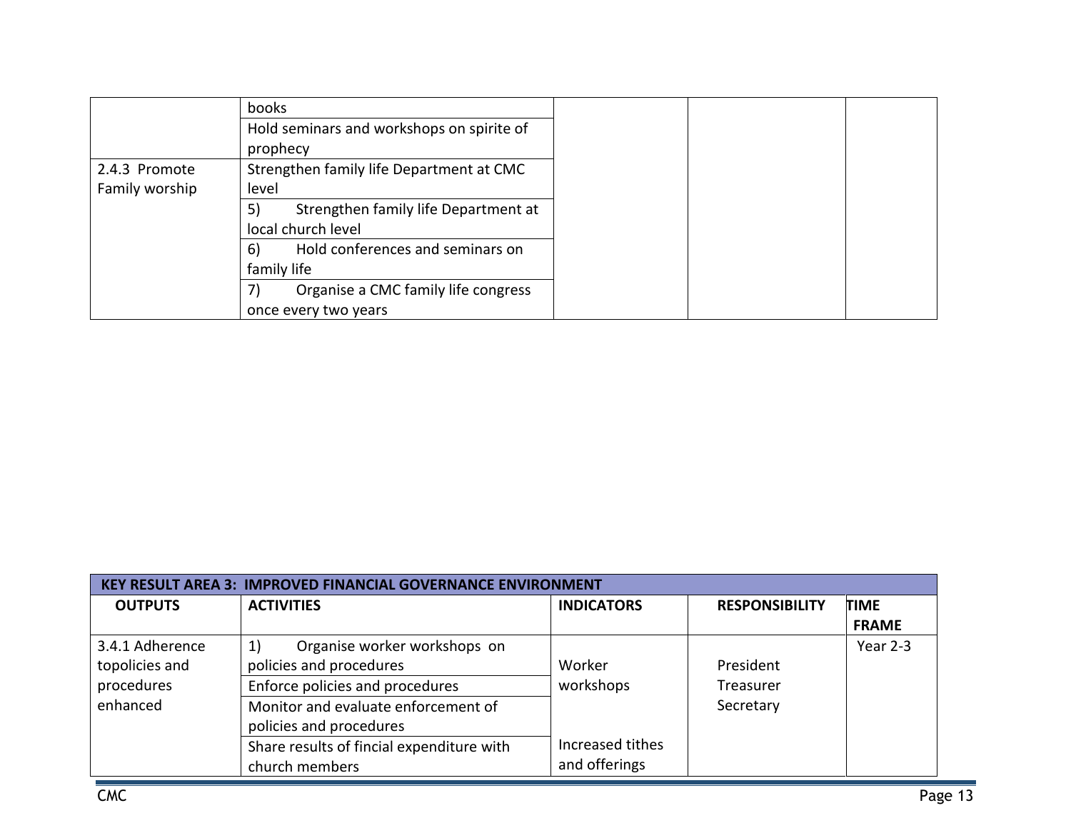| | | | | |
|---|---|---|---|---|
| | books | | | |
| | Hold seminars and workshops on spirite of prophecy | | | |
| 2.4.3 Promote Family worship | Strengthen family life Department at CMC level | | | |
| | 5) Strengthen family life Department at local church level | | | |
| | 6) Hold conferences and seminars on family life | | | |
| | 7) Organise a CMC family life congress once every two years | | | |

| KEY RESULT AREA 3: IMPROVED FINANCIAL GOVERNANCE ENVIRONMENT | | | | |
|---|---|---|---|---|
| **OUTPUTS** | **ACTIVITIES** | **INDICATORS** | **RESPONSIBILITY** | **TIME FRAME** |
| 3.4.1 Adherence topolicies and procedures enhanced | 1) Organise worker workshops on policies and procedures | Worker workshops | President Treasurer Secretary | Year 2-3 |
| | Enforce policies and procedures | | | |
| | Monitor and evaluate enforcement of policies and procedures | | | |
| | Share results of fincial expenditure with church members | Increased tithes and offerings | | |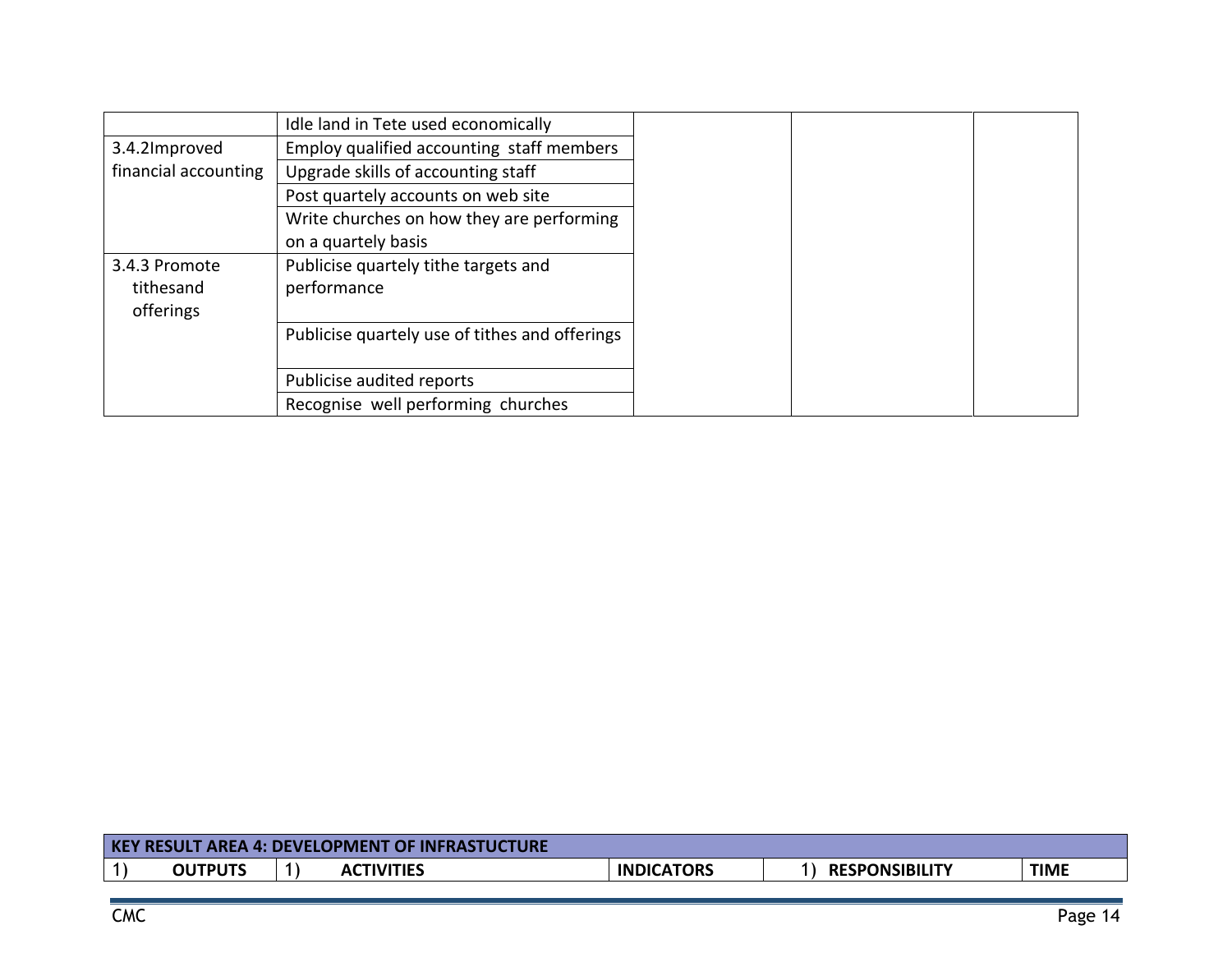| | | | | |
|---|---|---|---|---|
| | Idle land in Tete used economically | | | |
| 3.4.2Improved financial accounting | Employ qualified accounting staff members | | | |
| | Upgrade skills of accounting staff | | | |
| | Post quartely accounts on web site | | | |
| | Write churches on how they are performing on a quartely basis | | | |
| 3.4.3 Promote tithesand offerings | Publicise quartely tithe targets and performance | | | |
| | Publicise quartely use of tithes and offerings | | | |
| | Publicise audited reports | | | |
| | Recognise well performing churches | | | |

| KEY RESULT AREA 4: DEVELOPMENT OF INFRASTUCTURE | | | | |
|---|---|---|---|---|
| 1) OUTPUTS | 1) ACTIVITIES | INDICATORS | 1) RESPONSIBILITY | TIME |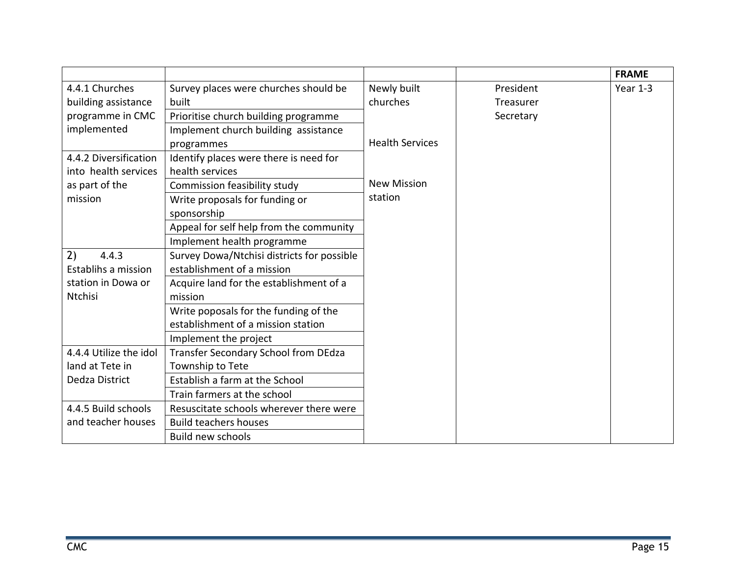| | | | | FRAME |
|---|---|---|---|---|
| 4.4.1 Churches building assistance programme in CMC implemented | Survey places were churches should be built | Newly built churches | President<br>Treasurer<br>Secretary | Year 1-3 |
| | Prioritise church building programme | | | |
| | Implement church building assistance programmes | Health Services | | |
| 4.4.2 Diversification into health services as part of the mission | Identify places were there is need for health services | | | |
| | Commission feasibility study | New Mission station | | |
| | Write proposals for funding or sponsorship | | | |
| | Appeal for self help from the community | | | |
| | Implement health programme | | | |
| 2) 4.4.3 Establihs a mission station in Dowa or Ntchisi | Survey Dowa/Ntchisi districts for possible establishment of a mission | | | |
| | Acquire land for the establishment of a mission | | | |
| | Write poposals for the funding of the establishment of a mission station | | | |
| | Implement the project | | | |
| 4.4.4 Utilize the idol land at Tete in Dedza District | Transfer Secondary School from DEdza Township to Tete | | | |
| | Establish a farm at the School | | | |
| | Train farmers at the school | | | |
| 4.4.5 Build schools and teacher houses | Resuscitate schools wherever there were | | | |
| | Build teachers houses | | | |
| | Build new schools | | | |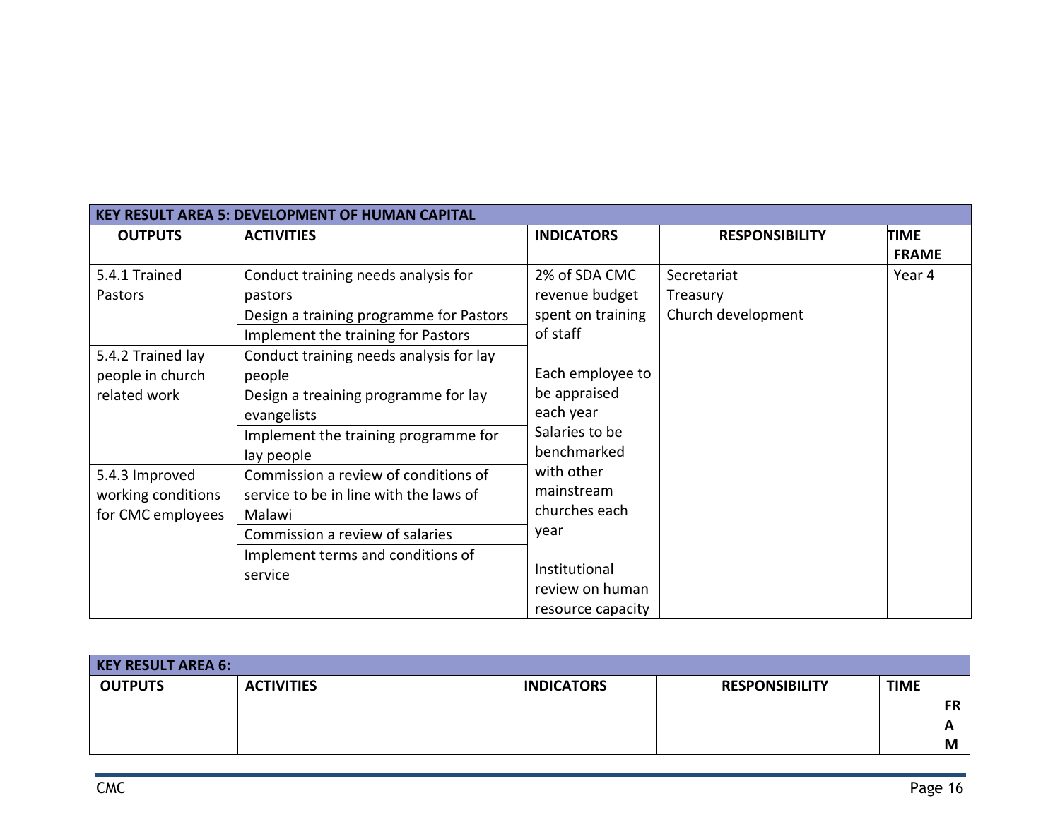| KEY RESULT AREA 5: DEVELOPMENT OF HUMAN CAPITAL | | | | |
|---|---|---|---|---|
| **OUTPUTS** | **ACTIVITIES** | **INDICATORS** | **RESPONSIBILITY** | **TIME FRAME** |
| 5.4.1 Trained Pastors | Conduct training needs analysis for pastors | 2% of SDA CMC revenue budget spent on training of staff | Secretariat<br>Treasury<br>Church development | Year 4 |
| | Design a training programme for Pastors | | | |
| | Implement the training for Pastors | | | |
| 5.4.2 Trained lay people in church related work | Conduct training needs analysis for lay people | Each employee to be appraised each year | | |
| | Design a treaining programme for lay evangelists | Salaries to be benchmarked with other mainstream churches each year | | |
| | Implement the training programme for lay people | | | |
| 5.4.3 Improved working conditions for CMC employees | Commission a review of conditions of service to be in line with the laws of Malawi | | | |
| | Commission a review of salaries | | | |
| | Implement terms and conditions of service | Institutional review on human resource capacity | | |

| KEY RESULT AREA 6: | | | | |
|---|---|---|---|---|
| **OUTPUTS** | **ACTIVITIES** | **INDICATORS** | **RESPONSIBILITY** | **TIME FRAM** |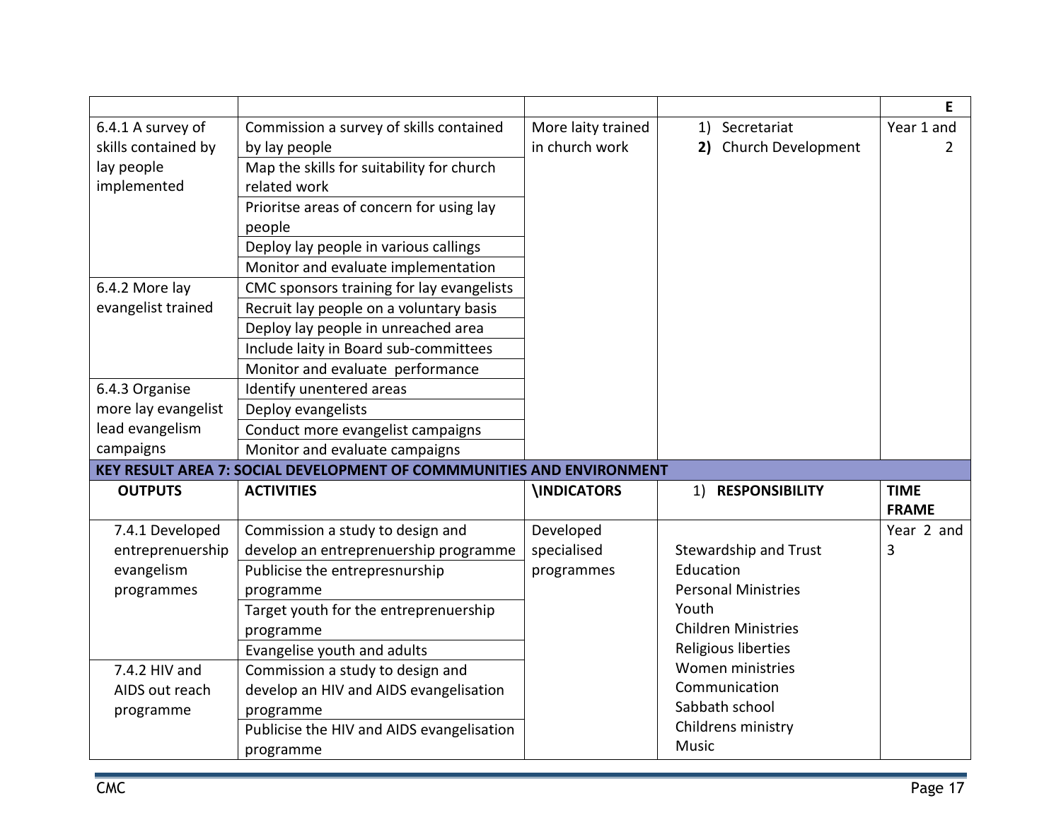| | | | | E |
|---|---|---|---|---|
| 6.4.1 A survey of skills contained by lay people implemented | Commission a survey of skills contained by lay people | More laity trained in church work | 1) Secretariat<br>**2)** Church Development | Year 1 and 2 |
| | Map the skills for suitability for church related work | | | |
| | Prioritse areas of concern for using lay people | | | |
| | Deploy lay people in various callings | | | |
| | Monitor and evaluate implementation | | | |
| 6.4.2 More lay evangelist trained | CMC sponsors training for lay evangelists | | | |
| | Recruit lay people on a voluntary basis | | | |
| | Deploy lay people in unreached area | | | |
| | Include laity in Board sub-committees | | | |
| | Monitor and evaluate performance | | | |
| 6.4.3 Organise more lay evangelist lead evangelism campaigns | Identify unentered areas | | | |
| | Deploy evangelists | | | |
| | Conduct more evangelist campaigns | | | |
| | Monitor and evaluate campaigns | | | |
| **KEY RESULT AREA 7: SOCIAL DEVELOPMENT OF COMMMUNITIES AND ENVIRONMENT** | | | | |
| **OUTPUTS** | **ACTIVITIES** | **\INDICATORS** | 1) **RESPONSIBILITY** | **TIME FRAME** |
| 7.4.1 Developed entreprenuership evangelism programmes | Commission a study to design and develop an entreprenuership programme | Developed specialised programmes | Stewardship and Trust<br>Education<br>Personal Ministries<br>Youth<br>Children Ministries<br>Religious liberties<br>Women ministries<br>Communication<br>Sabbath school<br>Childrens ministry<br>Music | Year 2 and 3 |
| | Publicise the entrepresnurship programme | | | |
| | Target youth for the entreprenuership programme | | | |
| | Evangelise youth and adults | | | |
| 7.4.2 HIV and AIDS out reach programme | Commission a study to design and develop an HIV and AIDS evangelisation programme | | | |
| | Publicise the HIV and AIDS evangelisation programme | | | |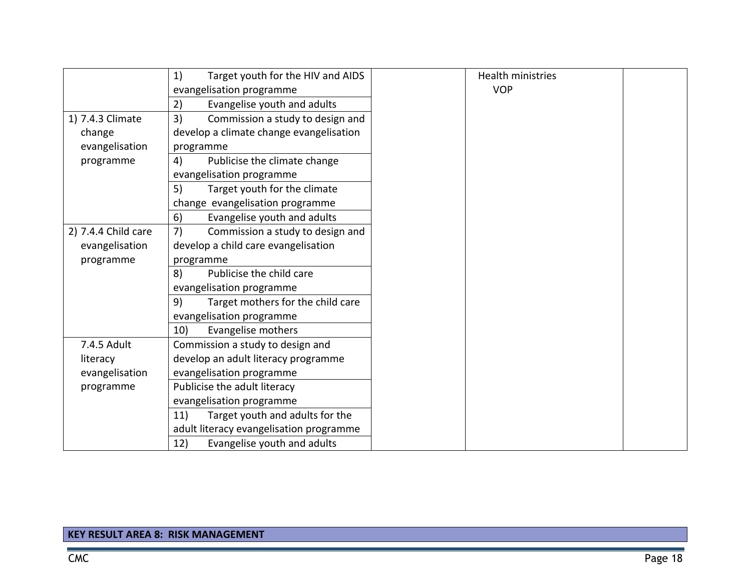| | | | | |
|---|---|---|---|---|
| | 1) Target youth for the HIV and AIDS evangelisation programme | | Health ministries VOP | |
| | 2) Evangelise youth and adults | | | |
| 1) 7.4.3 Climate change evangelisation programme | 3) Commission a study to design and develop a climate change evangelisation programme | | | |
| | 4) Publicise the climate change evangelisation programme | | | |
| | 5) Target youth for the climate change evangelisation programme | | | |
| | 6) Evangelise youth and adults | | | |
| 2) 7.4.4 Child care evangelisation programme | 7) Commission a study to design and develop a child care evangelisation programme | | | |
| | 8) Publicise the child care evangelisation programme | | | |
| | 9) Target mothers for the child care evangelisation programme | | | |
| | 10) Evangelise mothers | | | |
| 7.4.5 Adult literacy evangelisation programme | Commission a study to design and develop an adult literacy programme evangelisation programme | | | |
| | Publicise the adult literacy evangelisation programme | | | |
| | 11) Target youth and adults for the adult literacy evangelisation programme | | | |
| | 12) Evangelise youth and adults | | | |

**KEY RESULT AREA 8: RISK MANAGEMENT**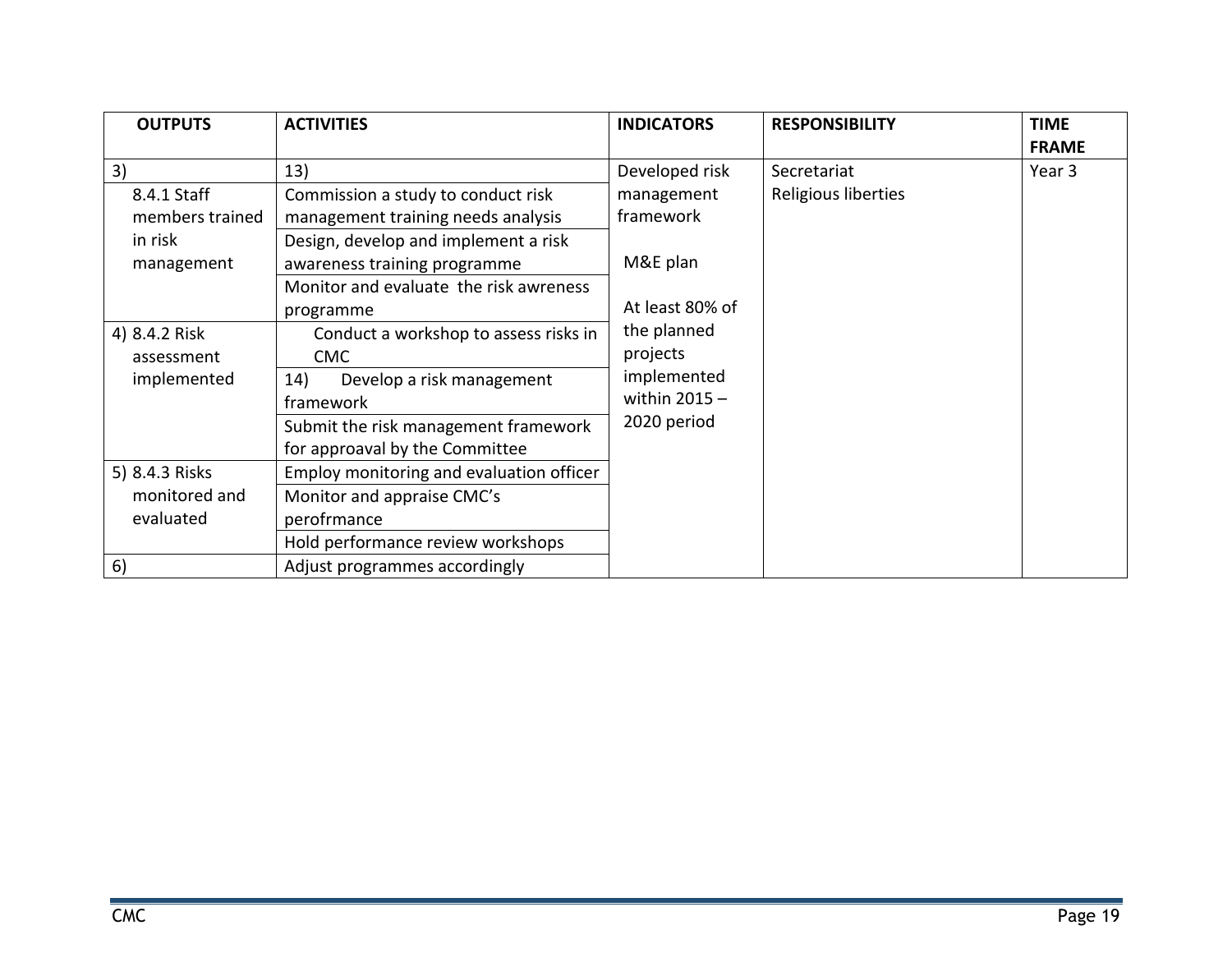| OUTPUTS | ACTIVITIES | INDICATORS | RESPONSIBILITY | TIME FRAME |
|---|---|---|---|---|
| 3) | 13) | Developed risk management framework<br><br>M&E plan<br><br>At least 80% of the planned projects implemented within 2015 – 2020 period | Secretariat<br>Religious liberties | Year 3 |
| 8.4.1 Staff members trained in risk management | Commission a study to conduct risk management training needs analysis | | | |
| | Design, develop and implement a risk awareness training programme | | | |
| | Monitor and evaluate the risk awreness programme | | | |
| 4) 8.4.2 Risk assessment implemented | Conduct a workshop to assess risks in CMC | | | |
| | 14) Develop a risk management framework | | | |
| | Submit the risk management framework for approaval by the Committee | | | |
| 5) 8.4.3 Risks monitored and evaluated | Employ monitoring and evaluation officer | | | |
| | Monitor and appraise CMC's perofrmance | | | |
| | Hold performance review workshops | | | |
| 6) | Adjust programmes accordingly | | | |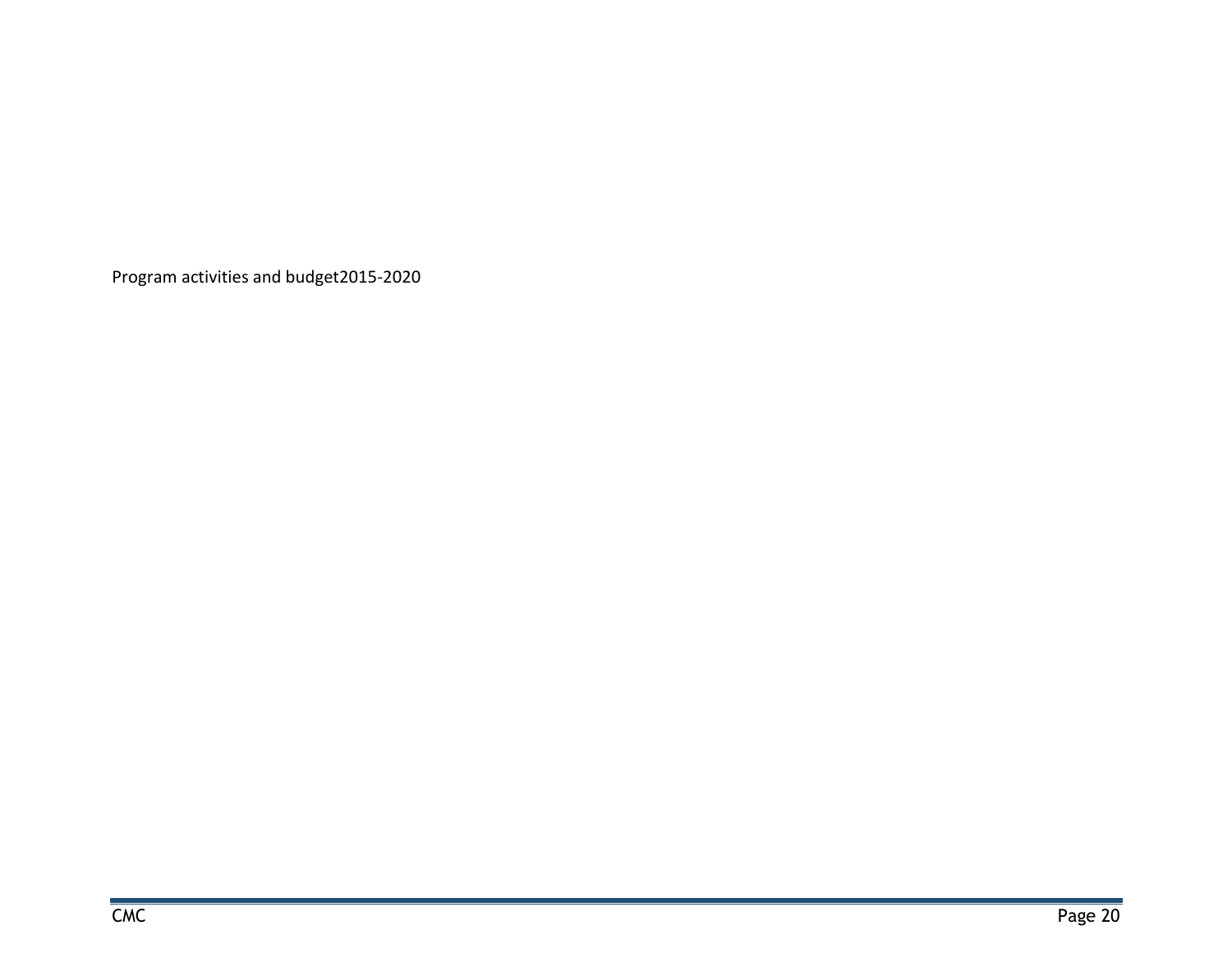Program activities and budget2015-2020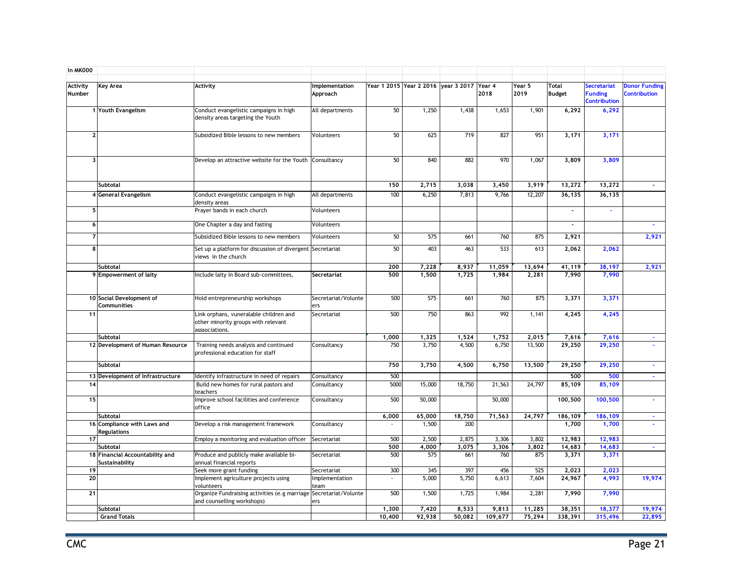In MK000

| Activity Number | Key Area | Activity | Implementation Approach | Year 1 2015 | Year 2 2016 | year 3 2017 | Year 4 2018 | Year 5 2019 | Total Budget | Secretariat Funding Contribution | Donor Funding Contribution |
|---|---|---|---|---|---|---|---|---|---|---|---|
| 1 | **Youth Evangelism** | Conduct evangelistic campaigns in high density areas targeting the Youth | All departments | 50 | 1,250 | 1,438 | 1,653 | 1,901 | **6,292** | **6,292** | |
| 2 | | Subsidized Bible lessons to new members | Volunteers | 50 | 625 | 719 | 827 | 951 | **3,171** | **3,171** | |
| 3 | | Develop an attractive website for the Youth | Consultancy | 50 | 840 | 882 | 970 | 1,067 | **3,809** | **3,809** | |
| | **Subtotal** | | | **150** | **2,715** | **3,038** | **3,450** | **3,919** | **13,272** | **13,272** | - |
| 4 | **General Evangelism** | Conduct evangelistic campaigns in high density areas | All departments | 100 | 6,250 | 7,813 | 9,766 | 12,207 | **36,135** | **36,135** | |
| 5 | | Prayer bands in each church | Volunteers | | | | | | - | - | |
| 6 | | One Chapter a day and fasting | Volunteers | | | | | | - | | - |
| 7 | | Subsidized Bible lessons to new members | Volunteers | 50 | 575 | 661 | 760 | 875 | **2,921** | | **2,921** |
| 8 | | Set up a platform for discussion of divergent views in the church | Secretariat | 50 | 403 | 463 | 533 | 613 | **2,062** | **2,062** | |
| | **Subtotal** | | | **200** | **7,228** | **8,937** | **11,059** | **13,694** | **41,119** | **38,197** | **2,921** |
| 9 | **Empowerment of laity** | Include laity in Board sub-committees, | **Secretariat** | **500** | **1,500** | **1,725** | **1,984** | **2,281** | **7,990** | **7,990** | |
| 10 | **Social Development of Communities** | Hold entrepreneurship workshops | Secretariat/Volunteers | 500 | 575 | 661 | 760 | 875 | **3,371** | **3,371** | |
| 11 | | Link orphans, vuneralable children and other minority groups with relevant asssociations. | Secretariat | 500 | 750 | 863 | 992 | 1,141 | **4,245** | **4,245** | |
| | **Subtotal** | | | **1,000** | **1,325** | **1,524** | **1,752** | **2,015** | **7,616** | **7,616** | - |
| 12 | **Development of Human Resource** | Training needs analysis and continued professional education for staff | Consultancy | 750 | 3,750 | 4,500 | 6,750 | 13,500 | **29,250** | **29,250** | - |
| | **Subtotal** | | | **750** | **3,750** | **4,500** | **6,750** | **13,500** | **29,250** | **29,250** | - |
| 13 | **Development of Infrastructure** | Identify infrastructure in need of repairs | Consultancy | 500 | | | | | **500** | **500** | - |
| 14 | | Build new homes for rural pastors and teachers | Consultancy | 5000 | 15,000 | 18,750 | 21,563 | 24,797 | **85,109** | **85,109** | |
| 15 | | Improve school facilities and conference office | Consultancy | 500 | 50,000 | | 50,000 | | **100,500** | **100,500** | - |
| | **Subtotal** | | | **6,000** | **65,000** | **18,750** | **71,563** | **24,797** | **186,109** | **186,109** | - |
| 16 | **Compliance with Laws and Regulations** | Develop a risk management framework | Consultancy | - | 1,500 | 200 | | | **1,700** | **1,700** | - |
| 17 | | Employ a monitoring and evaluation officer | Secretariat | 500 | 2,500 | 2,875 | 3,306 | 3,802 | **12,983** | **12,983** | |
| | **Subtotal** | | | **500** | **4,000** | **3,075** | **3,306** | **3,802** | **14,683** | **14,683** | - |
| 18 | **Financial Accountability and Sustainability** | Produce and publicly make available bi-annual financial reports | Secretariat | 500 | 575 | 661 | 760 | 875 | **3,371** | **3,371** | |
| 19 | | Seek more grant funding | Secretariat | 300 | 345 | 397 | 456 | 525 | **2,023** | **2,023** | |
| 20 | | Implement agriculture projects using volunteers | Implementation team | - | 5,000 | 5,750 | 6,613 | 7,604 | **24,967** | **4,993** | **19,974** |
| 21 | | Organize Fundraising activities (e.g marriage and counselling workshops) | Secretariat/Volunteers | 500 | 1,500 | 1,725 | 1,984 | 2,281 | **7,990** | **7,990** | |
| | **Subtotal** | | | **1,300** | **7,420** | **8,533** | **9,813** | **11,285** | **38,351** | **18,377** | **19,974** |
| | **Grand Totals** | | | **10,400** | **92,938** | **50,082** | **109,677** | **75,294** | **338,391** | **315,496** | **22,895** |